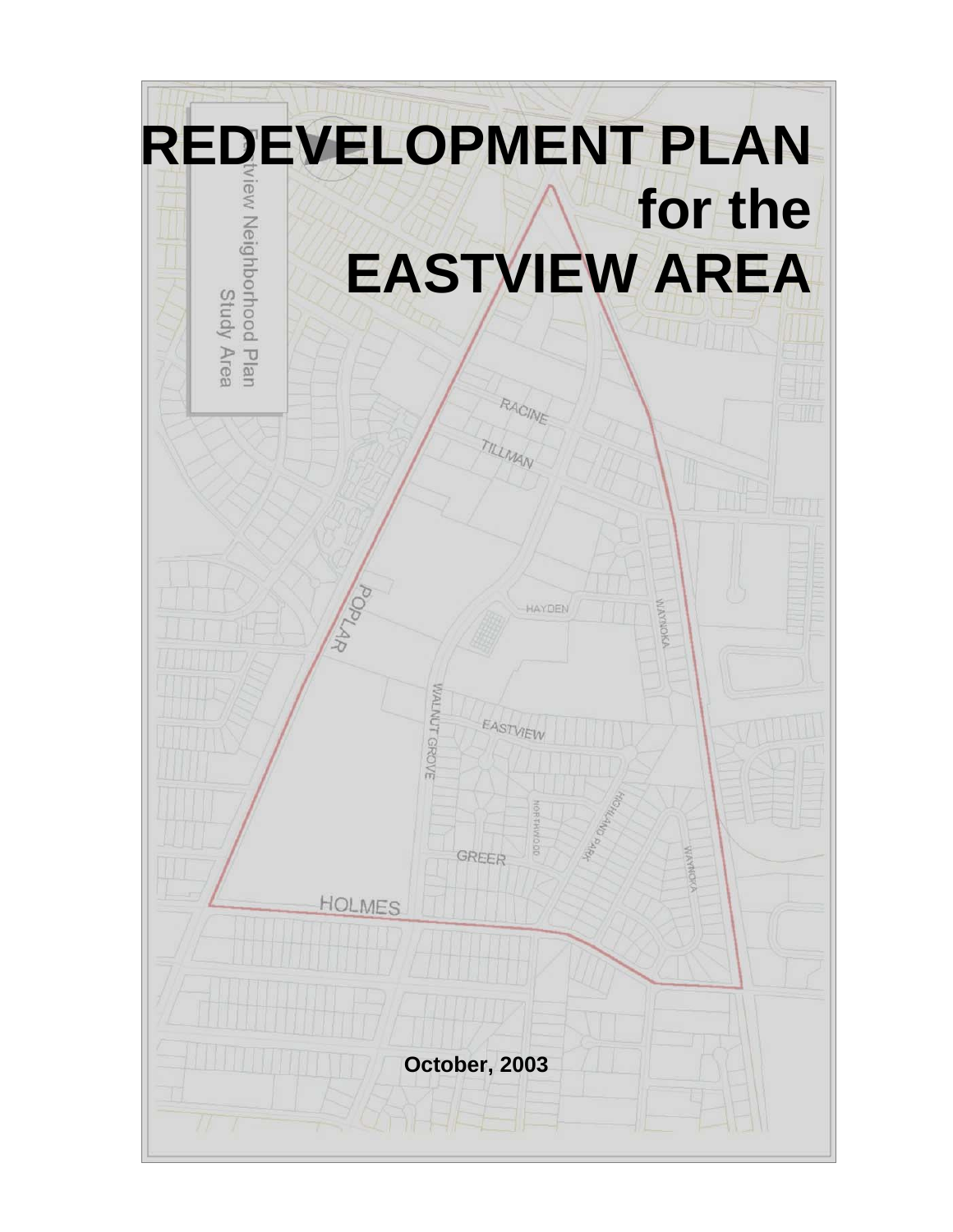# REDEVELOPMENT PLAN for the EASTVIEW AREA

October, 2003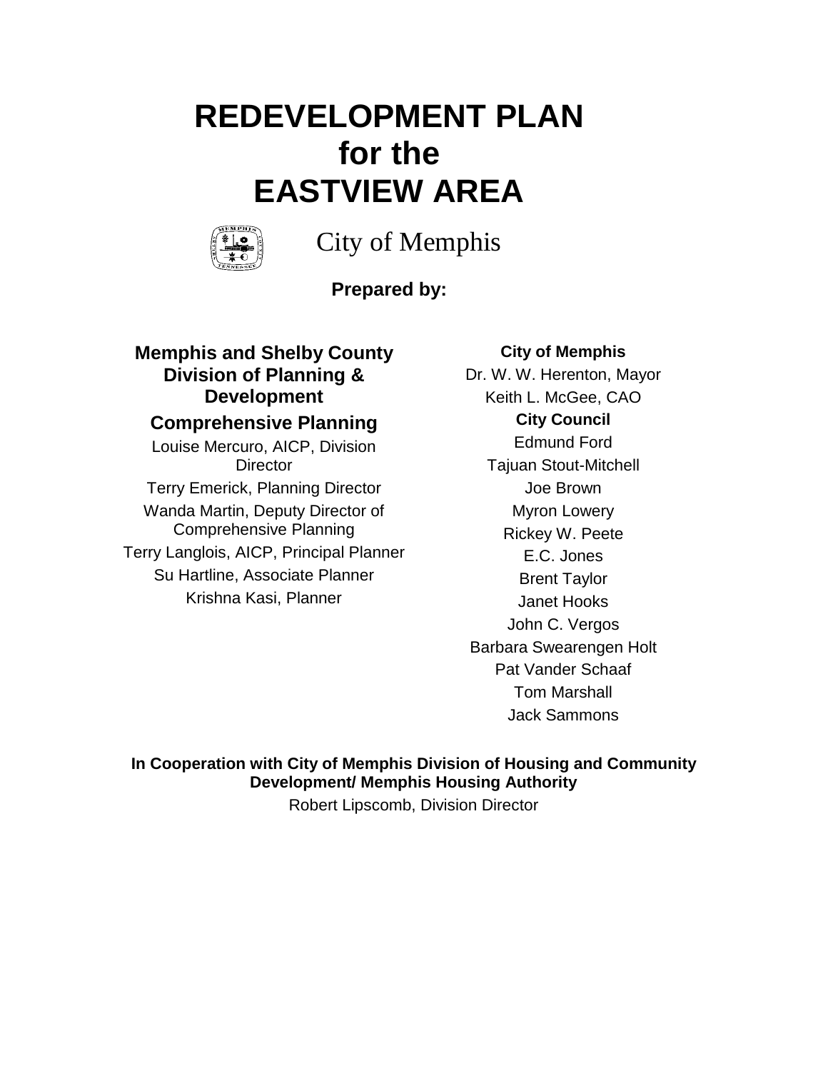# REDEVELOPMENT PLAN for the EASTVIEW AREA

City of Memphis

**Prepared by:**

**Memphis and Shelby County Division of Planning & Development**

**Comprehensive Planning**

Louise Mercuro, AICP, Division Director

Terry Emerick, Planning Director

Wanda Martin, Deputy Director of Comprehensive Planning

Terry Langlois, AICP, Principal Planner

Su Hartline, Associate Planner

Krishna Kasi, Planner

**City of Memphis**

Dr. W. W. Herenton, Mayor

Keith L. McGee, CAO

**City Council**

Edmund Ford

Tajuan Stout-Mitchell

Joe Brown

Myron Lowery

Rickey W. Peete

E.C. Jones

Brent Taylor

Janet Hooks

John C. Vergos

Barbara Swearengen Holt

Pat Vander Schaaf

Tom Marshall

Jack Sammons

**In Cooperation with City of Memphis Division of Housing and Community Development/ Memphis Housing Authority**

Robert Lipscomb, Division Director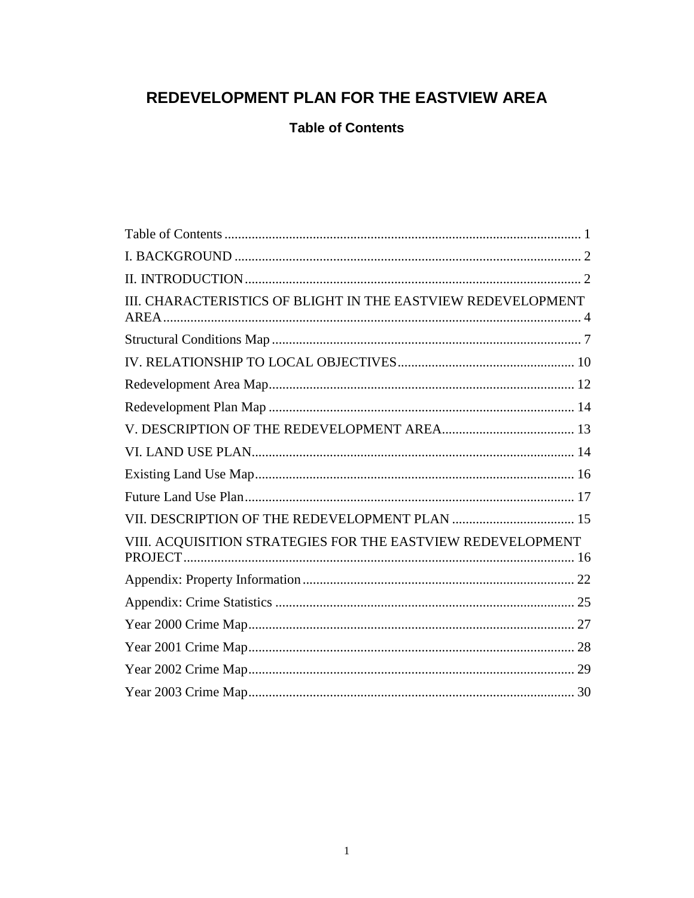# REDEVELOPMENT PLAN FOR THE EASTVIEW AREA

## Table of Contents

Table of Contents ........................................................................................................ 1

I. BACKGROUND ........................................................................................................ 2

II. INTRODUCTION ...................................................................................................... 2

III. CHARACTERISTICS OF BLIGHT IN THE EASTVIEW REDEVELOPMENT AREA ......................................................................................................................... 4

Structural Conditions Map ............................................................................................ 7

IV. RELATIONSHIP TO LOCAL OBJECTIVES .................................................... 10

Redevelopment Area Map ............................................................................................ 12

Redevelopment Plan Map ............................................................................................ 14

V. DESCRIPTION OF THE REDEVELOPMENT AREA ....................................... 13

VI. LAND USE PLAN ................................................................................................. 14

Existing Land Use Map ................................................................................................ 16

Future Land Use Plan ................................................................................................... 17

VII. DESCRIPTION OF THE REDEVELOPMENT PLAN .................................... 15

VIII. ACQUISITION STRATEGIES FOR THE EASTVIEW REDEVELOPMENT PROJECT ..................................................................................................................... 16

Appendix: Property Information .................................................................................. 22

Appendix: Crime Statistics ........................................................................................... 25

Year 2000 Crime Map .................................................................................................. 27

Year 2001 Crime Map .................................................................................................. 28

Year 2002 Crime Map .................................................................................................. 29

Year 2003 Crime Map .................................................................................................. 30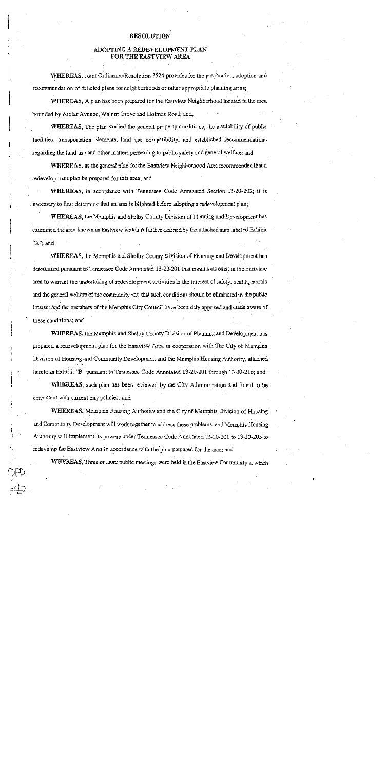# RESOLUTION

## ADOPTING A REDEVELOPMENT PLAN FOR THE EASTVIEW AREA

WHEREAS, Joint Ordinance/Resolution 2524 provides for the preparation, adoption and recommendation of detailed plans for neighborhoods or other appropriate planning areas;

WHEREAS, A plan has been prepared for the Eastview Neighborhood located in the area bounded by Poplar Avenue, Walnut Grove and Holmes Road; and,

WHEREAS, The plan studied the general property conditions, the availability of public facilities, transportation elements, land use compatibility, and established recommendations regarding the land use and other matters pertaining to public safety and general welfare; and

WHEREAS, as the general plan for the Eastview Neighborhood Area recommended that a redevelopment plan be prepared for this area; and

WHEREAS, in accordance with Tennessee Code Annotated Section 13-20-202; it is necessary to first determine that an area is blighted before adopting a redevelopment plan;

WHEREAS, the Memphis and Shelby County Division of Planning and Development has examined the area known as Eastview which is further defined by the attached map labeled Exhibit "A"; and

WHEREAS, the Memphis and Shelby County Division of Planning and Development has determined pursuant to Tennessee Code Annotated 13-20-201 that conditions exist in the Eastview area to warrant the undertaking of redevelopment activities in the interest of safety, health, morals and the general welfare of the community and that such conditions should be eliminated in the public interest and the members of the Memphis City Council have been duly apprised and made aware of these conditions; and

WHEREAS, the Memphis and Shelby County Division of Planning and Development has prepared a redevelopment plan for the Eastview Area in cooperation with The City of Memphis Division of Housing and Community Development and the Memphis Housing Authority, attached hereto as Exhibit "B" pursuant to Tennessee Code Annotated 13-20-201 through 13-20-216; and

WHEREAS, such plan has been reviewed by the City Administration and found to be consistent with current city policies; and

WHEREAS, Memphis Housing Authority and the City of Memphis Division of Housing and Community Development will work together to address these problems, and Memphis Housing Authority will implement its powers under Tennessee Code Annotated 13-20-201 to 13-20-205 to redevelop the Eastview Area in accordance with the plan prepared for the area; and

WHEREAS, Three or more public meetings were held in the Eastview Community at which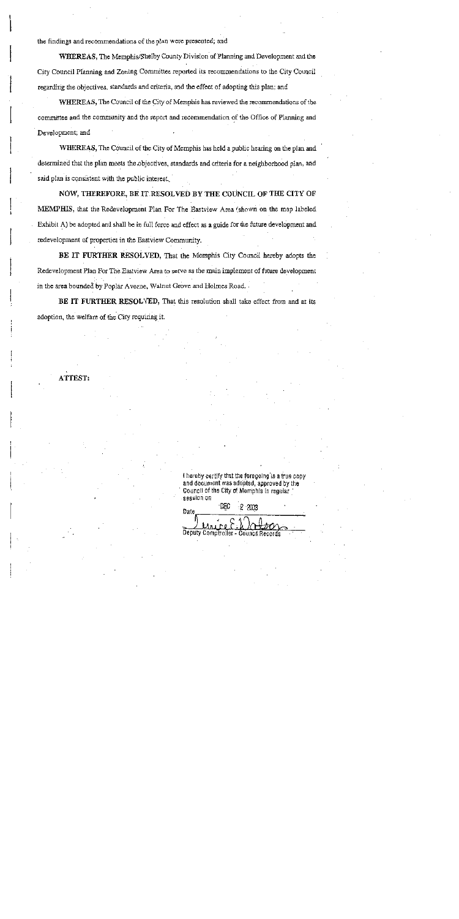the findings and recommendations of the plan were presented; and

**WHEREAS**, The Memphis/Shelby County Division of Planning and Development and the City Council Planning and Zoning Committee reported its recommendations to the City Council regarding the objectives, standards and criteria, and the effect of adopting this plan; and

**WHEREAS**, The Council of the City of Memphis has reviewed the recommendations of the committee and the community and the report and recommendation of the Office of Planning and Development; and

**WHEREAS**, The Council of the City of Memphis has held a public hearing on the plan and determined that the plan meets the objectives, standards and criteria for a neighborhood plan, and said plan is consistent with the public interest.

**NOW, THEREFORE, BE IT RESOLVED BY THE COUNCIL OF THE CITY OF MEMPHIS**, that the Redevelopment Plan For The Eastview Area (shown on the map labeled Exhibit A) be adopted and shall be in full force and effect as a guide for the future development and redevelopment of properties in the Eastview Community.

**BE IT FURTHER RESOLVED**, That the Memphis City Council hereby adopts the Redevelopment Plan For The Eastview Area to serve as the main implement of future development in the area bounded by Poplar Avenue, Walnut Grove and Holmes Road.

**BE IT FURTHER RESOLVED**, That this resolution shall take effect from and at its adoption, the welfare of the City requiring it.

**ATTEST:**

I hereby certify that the foregoing is a true copy and document was adopted, approved by the Council of the City of Memphis in regular session on

Date DEC 2 2003

Deputy Comptroller - Council Records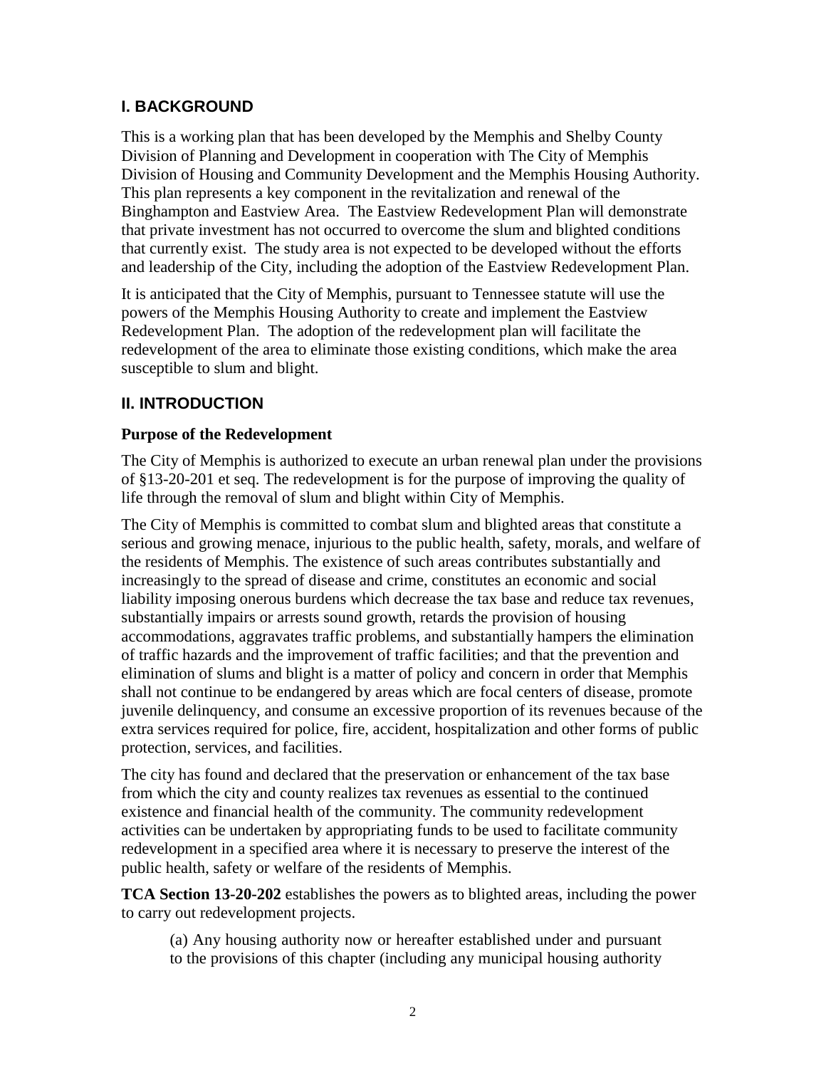## I. BACKGROUND

This is a working plan that has been developed by the Memphis and Shelby County Division of Planning and Development in cooperation with The City of Memphis Division of Housing and Community Development and the Memphis Housing Authority. This plan represents a key component in the revitalization and renewal of the Binghampton and Eastview Area. The Eastview Redevelopment Plan will demonstrate that private investment has not occurred to overcome the slum and blighted conditions that currently exist. The study area is not expected to be developed without the efforts and leadership of the City, including the adoption of the Eastview Redevelopment Plan.

It is anticipated that the City of Memphis, pursuant to Tennessee statute will use the powers of the Memphis Housing Authority to create and implement the Eastview Redevelopment Plan. The adoption of the redevelopment plan will facilitate the redevelopment of the area to eliminate those existing conditions, which make the area susceptible to slum and blight.

## II. INTRODUCTION

### Purpose of the Redevelopment

The City of Memphis is authorized to execute an urban renewal plan under the provisions of §13-20-201 et seq. The redevelopment is for the purpose of improving the quality of life through the removal of slum and blight within City of Memphis.

The City of Memphis is committed to combat slum and blighted areas that constitute a serious and growing menace, injurious to the public health, safety, morals, and welfare of the residents of Memphis. The existence of such areas contributes substantially and increasingly to the spread of disease and crime, constitutes an economic and social liability imposing onerous burdens which decrease the tax base and reduce tax revenues, substantially impairs or arrests sound growth, retards the provision of housing accommodations, aggravates traffic problems, and substantially hampers the elimination of traffic hazards and the improvement of traffic facilities; and that the prevention and elimination of slums and blight is a matter of policy and concern in order that Memphis shall not continue to be endangered by areas which are focal centers of disease, promote juvenile delinquency, and consume an excessive proportion of its revenues because of the extra services required for police, fire, accident, hospitalization and other forms of public protection, services, and facilities.

The city has found and declared that the preservation or enhancement of the tax base from which the city and county realizes tax revenues as essential to the continued existence and financial health of the community. The community redevelopment activities can be undertaken by appropriating funds to be used to facilitate community redevelopment in a specified area where it is necessary to preserve the interest of the public health, safety or welfare of the residents of Memphis.

**TCA Section 13-20-202** establishes the powers as to blighted areas, including the power to carry out redevelopment projects.

> (a) Any housing authority now or hereafter established under and pursuant to the provisions of this chapter (including any municipal housing authority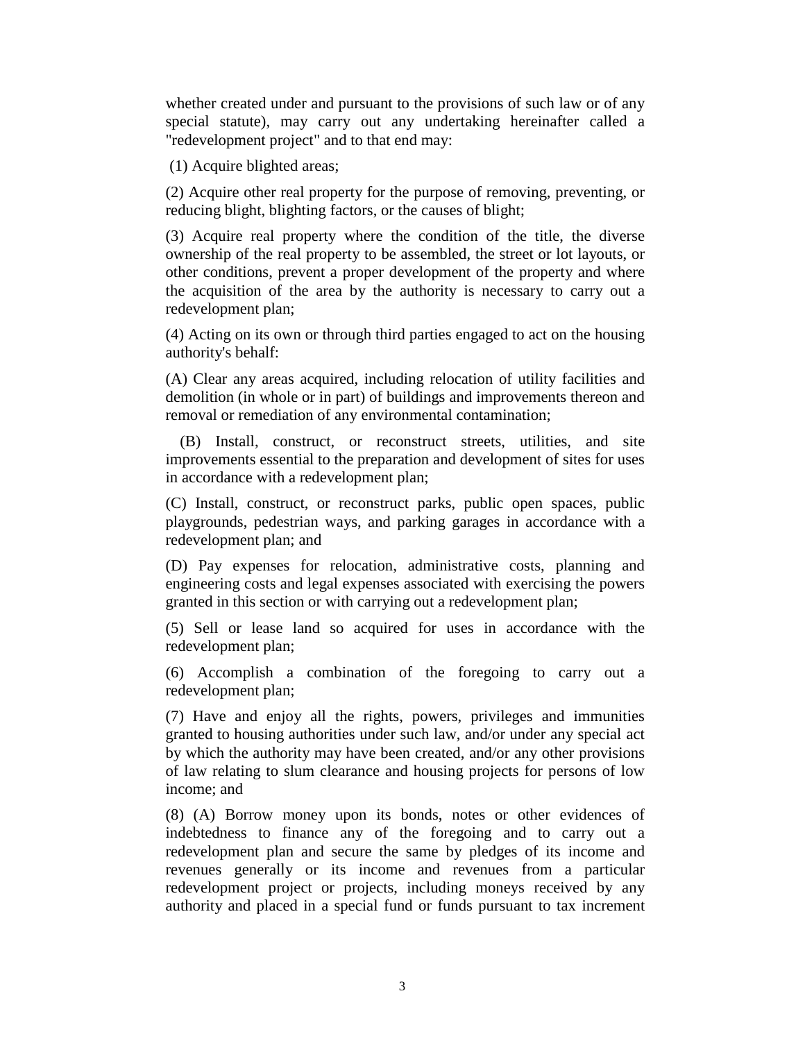whether created under and pursuant to the provisions of such law or of any special statute), may carry out any undertaking hereinafter called a "redevelopment project" and to that end may:

(1) Acquire blighted areas;

(2) Acquire other real property for the purpose of removing, preventing, or reducing blight, blighting factors, or the causes of blight;

(3) Acquire real property where the condition of the title, the diverse ownership of the real property to be assembled, the street or lot layouts, or other conditions, prevent a proper development of the property and where the acquisition of the area by the authority is necessary to carry out a redevelopment plan;

(4) Acting on its own or through third parties engaged to act on the housing authority's behalf:

(A) Clear any areas acquired, including relocation of utility facilities and demolition (in whole or in part) of buildings and improvements thereon and removal or remediation of any environmental contamination;

(B) Install, construct, or reconstruct streets, utilities, and site improvements essential to the preparation and development of sites for uses in accordance with a redevelopment plan;

(C) Install, construct, or reconstruct parks, public open spaces, public playgrounds, pedestrian ways, and parking garages in accordance with a redevelopment plan; and

(D) Pay expenses for relocation, administrative costs, planning and engineering costs and legal expenses associated with exercising the powers granted in this section or with carrying out a redevelopment plan;

(5) Sell or lease land so acquired for uses in accordance with the redevelopment plan;

(6) Accomplish a combination of the foregoing to carry out a redevelopment plan;

(7) Have and enjoy all the rights, powers, privileges and immunities granted to housing authorities under such law, and/or under any special act by which the authority may have been created, and/or any other provisions of law relating to slum clearance and housing projects for persons of low income; and

(8) (A) Borrow money upon its bonds, notes or other evidences of indebtedness to finance any of the foregoing and to carry out a redevelopment plan and secure the same by pledges of its income and revenues generally or its income and revenues from a particular redevelopment project or projects, including moneys received by any authority and placed in a special fund or funds pursuant to tax increment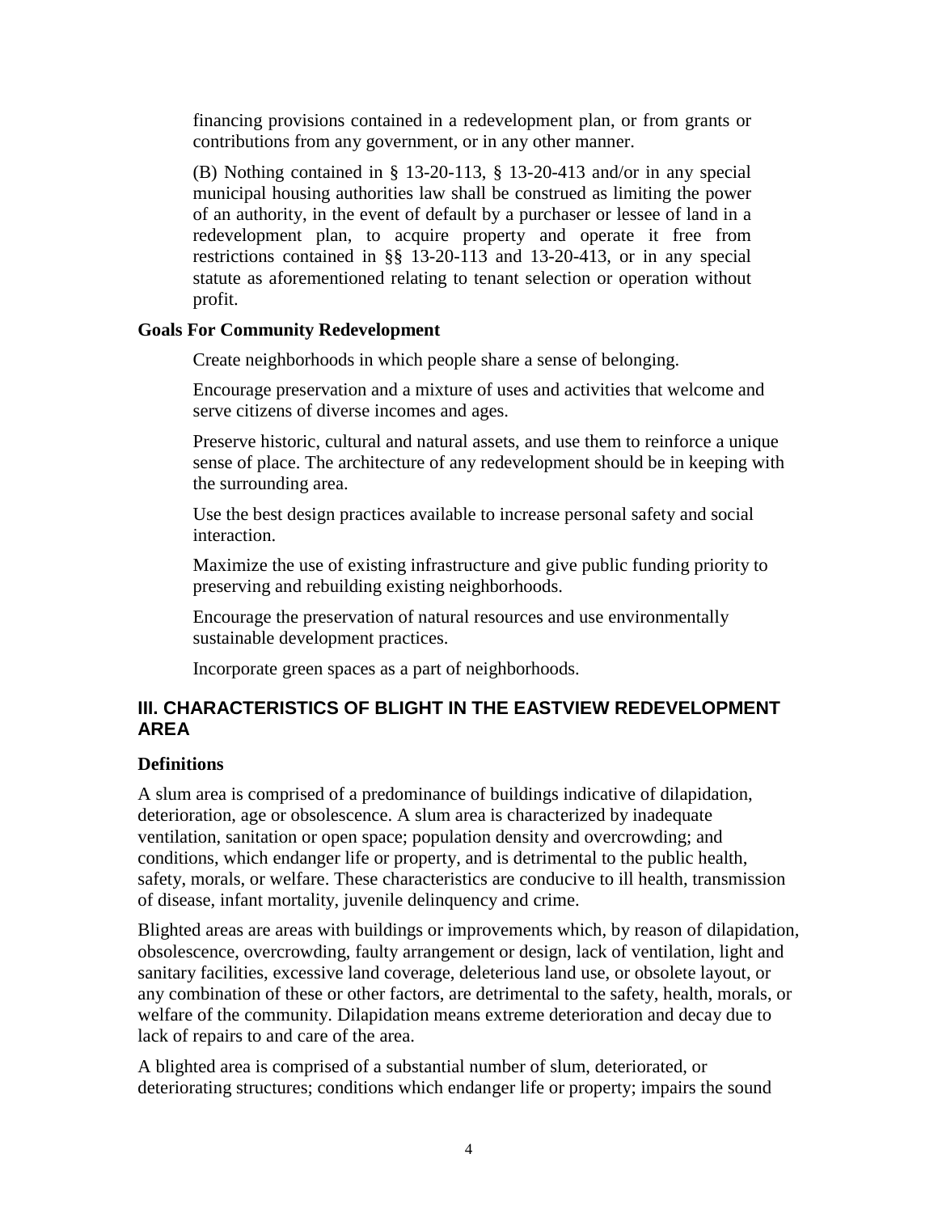financing provisions contained in a redevelopment plan, or from grants or contributions from any government, or in any other manner.

(B) Nothing contained in § 13-20-113, § 13-20-413 and/or in any special municipal housing authorities law shall be construed as limiting the power of an authority, in the event of default by a purchaser or lessee of land in a redevelopment plan, to acquire property and operate it free from restrictions contained in §§ 13-20-113 and 13-20-413, or in any special statute as aforementioned relating to tenant selection or operation without profit.

**Goals For Community Redevelopment**

Create neighborhoods in which people share a sense of belonging.

Encourage preservation and a mixture of uses and activities that welcome and serve citizens of diverse incomes and ages.

Preserve historic, cultural and natural assets, and use them to reinforce a unique sense of place. The architecture of any redevelopment should be in keeping with the surrounding area.

Use the best design practices available to increase personal safety and social interaction.

Maximize the use of existing infrastructure and give public funding priority to preserving and rebuilding existing neighborhoods.

Encourage the preservation of natural resources and use environmentally sustainable development practices.

Incorporate green spaces as a part of neighborhoods.

## III. CHARACTERISTICS OF BLIGHT IN THE EASTVIEW REDEVELOPMENT AREA

**Definitions**

A slum area is comprised of a predominance of buildings indicative of dilapidation, deterioration, age or obsolescence. A slum area is characterized by inadequate ventilation, sanitation or open space; population density and overcrowding; and conditions, which endanger life or property, and is detrimental to the public health, safety, morals, or welfare. These characteristics are conducive to ill health, transmission of disease, infant mortality, juvenile delinquency and crime.

Blighted areas are areas with buildings or improvements which, by reason of dilapidation, obsolescence, overcrowding, faulty arrangement or design, lack of ventilation, light and sanitary facilities, excessive land coverage, deleterious land use, or obsolete layout, or any combination of these or other factors, are detrimental to the safety, health, morals, or welfare of the community. Dilapidation means extreme deterioration and decay due to lack of repairs to and care of the area.

A blighted area is comprised of a substantial number of slum, deteriorated, or deteriorating structures; conditions which endanger life or property; impairs the sound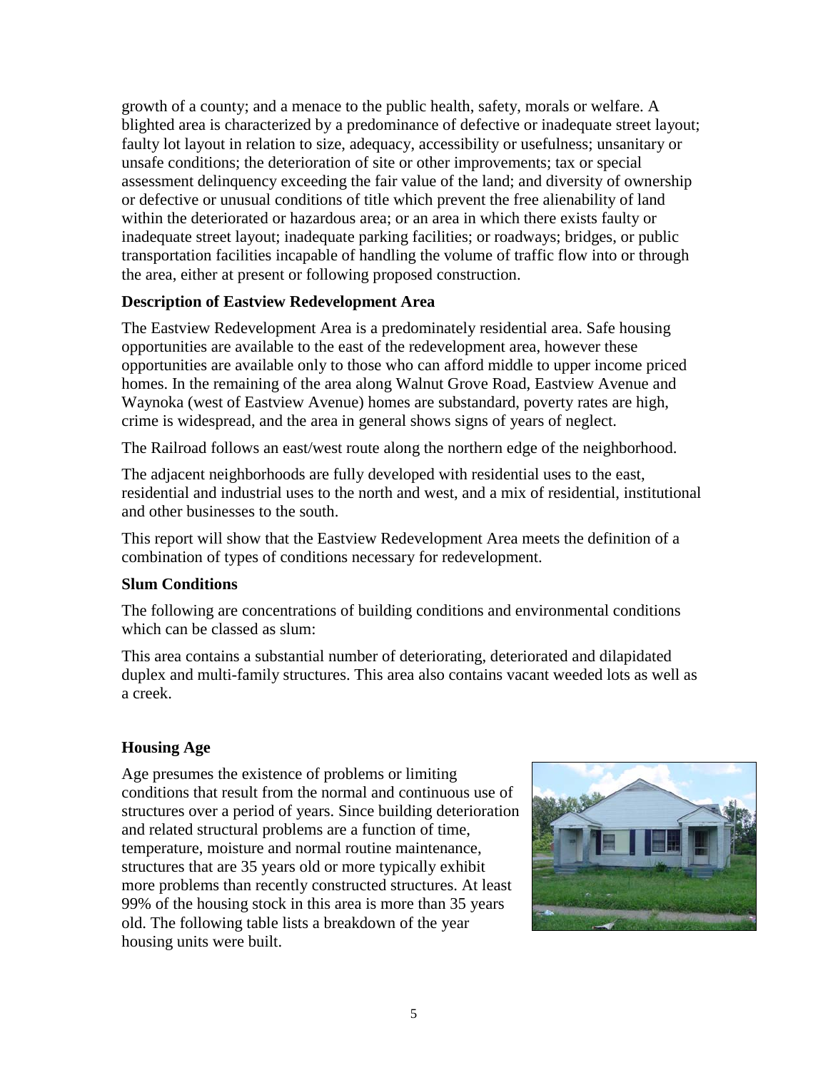growth of a county; and a menace to the public health, safety, morals or welfare. A blighted area is characterized by a predominance of defective or inadequate street layout; faulty lot layout in relation to size, adequacy, accessibility or usefulness; unsanitary or unsafe conditions; the deterioration of site or other improvements; tax or special assessment delinquency exceeding the fair value of the land; and diversity of ownership or defective or unusual conditions of title which prevent the free alienability of land within the deteriorated or hazardous area; or an area in which there exists faulty or inadequate street layout; inadequate parking facilities; or roadways; bridges, or public transportation facilities incapable of handling the volume of traffic flow into or through the area, either at present or following proposed construction.

**Description of Eastview Redevelopment Area**

The Eastview Redevelopment Area is a predominately residential area. Safe housing opportunities are available to the east of the redevelopment area, however these opportunities are available only to those who can afford middle to upper income priced homes. In the remaining of the area along Walnut Grove Road, Eastview Avenue and Waynoka (west of Eastview Avenue) homes are substandard, poverty rates are high, crime is widespread, and the area in general shows signs of years of neglect.

The Railroad follows an east/west route along the northern edge of the neighborhood.

The adjacent neighborhoods are fully developed with residential uses to the east, residential and industrial uses to the north and west, and a mix of residential, institutional and other businesses to the south.

This report will show that the Eastview Redevelopment Area meets the definition of a combination of types of conditions necessary for redevelopment.

**Slum Conditions**

The following are concentrations of building conditions and environmental conditions which can be classed as slum:

This area contains a substantial number of deteriorating, deteriorated and dilapidated duplex and multi-family structures. This area also contains vacant weeded lots as well as a creek.

**Housing Age**

Age presumes the existence of problems or limiting conditions that result from the normal and continuous use of structures over a period of years. Since building deterioration and related structural problems are a function of time, temperature, moisture and normal routine maintenance, structures that are 35 years old or more typically exhibit more problems than recently constructed structures. At least 99% of the housing stock in this area is more than 35 years old. The following table lists a breakdown of the year housing units were built.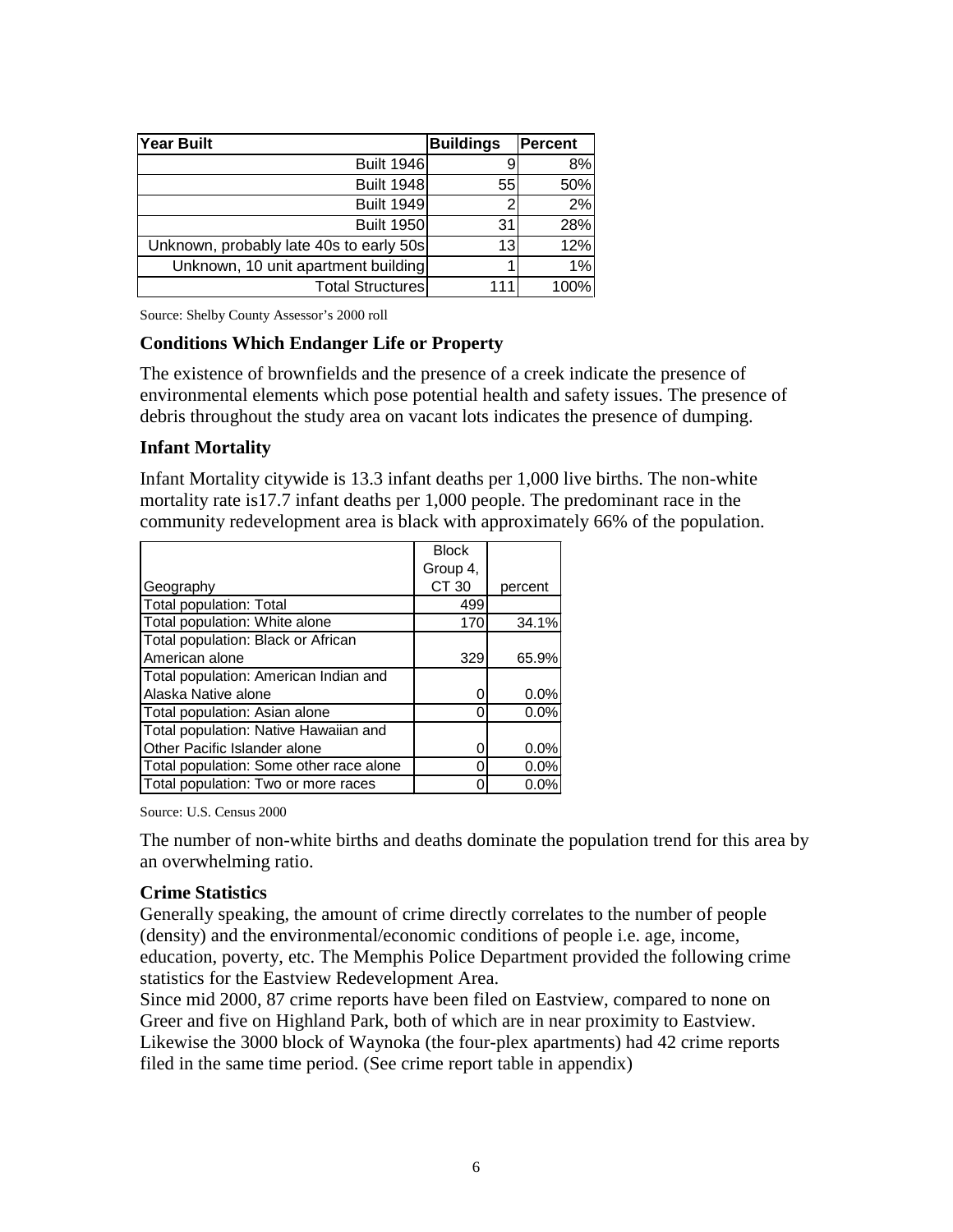| Year Built | Buildings | Percent |
|---|---|---|
| Built 1946 | 9 | 8% |
| Built 1948 | 55 | 50% |
| Built 1949 | 2 | 2% |
| Built 1950 | 31 | 28% |
| Unknown, probably late 40s to early 50s | 13 | 12% |
| Unknown, 10 unit apartment building | 1 | 1% |
| Total Structures | 111 | 100% |

Source: Shelby County Assessor's 2000 roll

### Conditions Which Endanger Life or Property

The existence of brownfields and the presence of a creek indicate the presence of environmental elements which pose potential health and safety issues. The presence of debris throughout the study area on vacant lots indicates the presence of dumping.

### Infant Mortality

Infant Mortality citywide is 13.3 infant deaths per 1,000 live births. The non-white mortality rate is17.7 infant deaths per 1,000 people. The predominant race in the community redevelopment area is black with approximately 66% of the population.

| Geography | Block Group 4, CT 30 | percent |
|---|---|---|
| Total population: Total | 499 | |
| Total population: White alone | 170 | 34.1% |
| Total population: Black or African American alone | 329 | 65.9% |
| Total population: American Indian and Alaska Native alone | 0 | 0.0% |
| Total population: Asian alone | 0 | 0.0% |
| Total population: Native Hawaiian and Other Pacific Islander alone | 0 | 0.0% |
| Total population: Some other race alone | 0 | 0.0% |
| Total population: Two or more races | 0 | 0.0% |

Source: U.S. Census 2000

The number of non-white births and deaths dominate the population trend for this area by an overwhelming ratio.

### Crime Statistics

Generally speaking, the amount of crime directly correlates to the number of people (density) and the environmental/economic conditions of people i.e. age, income, education, poverty, etc. The Memphis Police Department provided the following crime statistics for the Eastview Redevelopment Area.

Since mid 2000, 87 crime reports have been filed on Eastview, compared to none on Greer and five on Highland Park, both of which are in near proximity to Eastview. Likewise the 3000 block of Waynoka (the four-plex apartments) had 42 crime reports filed in the same time period. (See crime report table in appendix)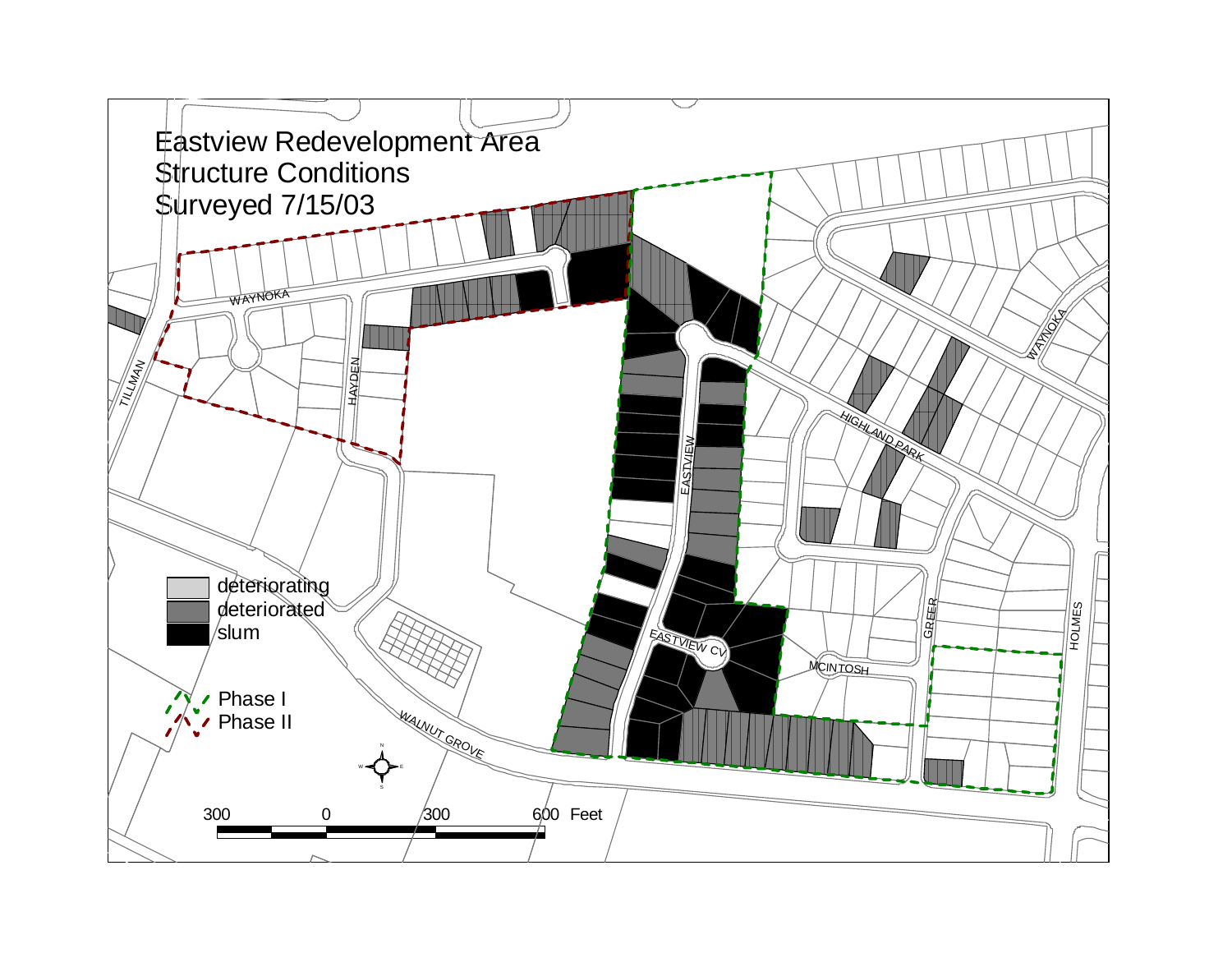# Eastview Redevelopment Area
## Structure Conditions
## Surveyed 7/15/03

- deteriorating
- deteriorated
- slum

- Phase I
- Phase II

WAYNOKA

TILLMAN

HAYDEN

EASTVIEW

EASTVIEW CV

HIGHLAND PARK

MCINTOSH

GREER

HOLMES

WALNUT GROVE

300 0 300 600 Feet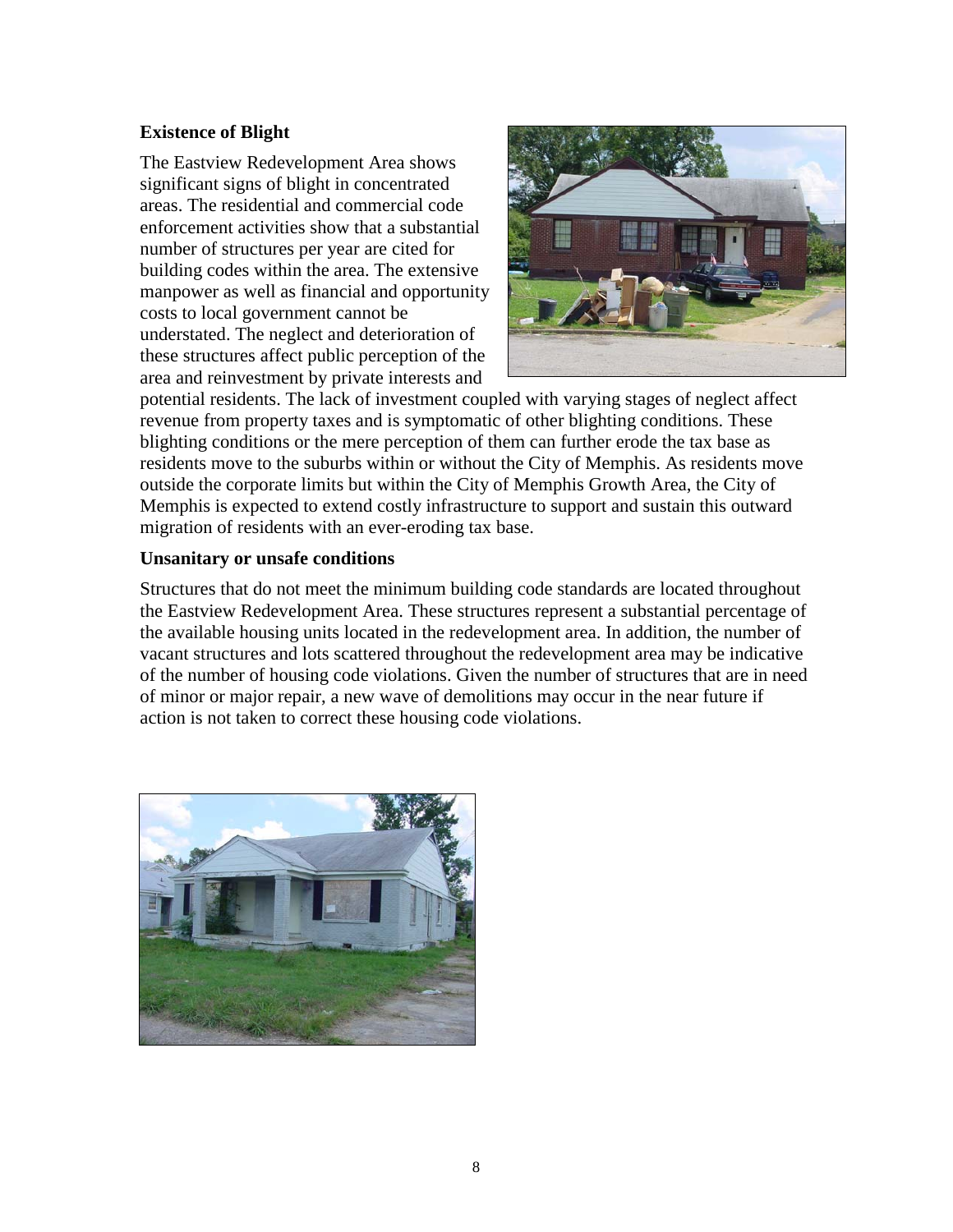**Existence of Blight**

The Eastview Redevelopment Area shows significant signs of blight in concentrated areas. The residential and commercial code enforcement activities show that a substantial number of structures per year are cited for building codes within the area. The extensive manpower as well as financial and opportunity costs to local government cannot be understated. The neglect and deterioration of these structures affect public perception of the area and reinvestment by private interests and potential residents. The lack of investment coupled with varying stages of neglect affect revenue from property taxes and is symptomatic of other blighting conditions. These blighting conditions or the mere perception of them can further erode the tax base as residents move to the suburbs within or without the City of Memphis. As residents move outside the corporate limits but within the City of Memphis Growth Area, the City of Memphis is expected to extend costly infrastructure to support and sustain this outward migration of residents with an ever-eroding tax base.

**Unsanitary or unsafe conditions**

Structures that do not meet the minimum building code standards are located throughout the Eastview Redevelopment Area. These structures represent a substantial percentage of the available housing units located in the redevelopment area. In addition, the number of vacant structures and lots scattered throughout the redevelopment area may be indicative of the number of housing code violations. Given the number of structures that are in need of minor or major repair, a new wave of demolitions may occur in the near future if action is not taken to correct these housing code violations.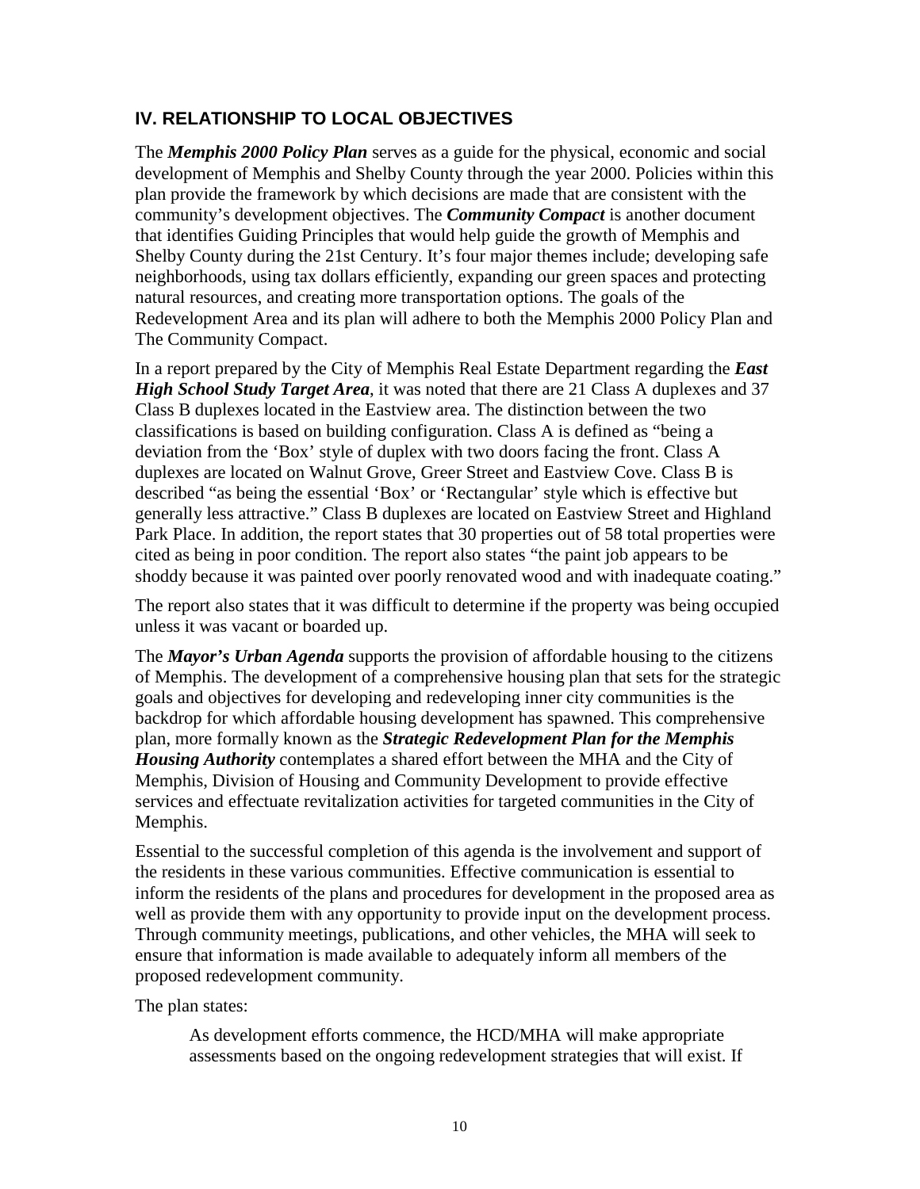## IV. RELATIONSHIP TO LOCAL OBJECTIVES

The ***Memphis 2000 Policy Plan*** serves as a guide for the physical, economic and social development of Memphis and Shelby County through the year 2000. Policies within this plan provide the framework by which decisions are made that are consistent with the community's development objectives. The ***Community Compact*** is another document that identifies Guiding Principles that would help guide the growth of Memphis and Shelby County during the 21st Century. It's four major themes include; developing safe neighborhoods, using tax dollars efficiently, expanding our green spaces and protecting natural resources, and creating more transportation options. The goals of the Redevelopment Area and its plan will adhere to both the Memphis 2000 Policy Plan and The Community Compact.

In a report prepared by the City of Memphis Real Estate Department regarding the ***East High School Study Target Area***, it was noted that there are 21 Class A duplexes and 37 Class B duplexes located in the Eastview area. The distinction between the two classifications is based on building configuration. Class A is defined as "being a deviation from the 'Box' style of duplex with two doors facing the front. Class A duplexes are located on Walnut Grove, Greer Street and Eastview Cove. Class B is described "as being the essential 'Box' or 'Rectangular' style which is effective but generally less attractive." Class B duplexes are located on Eastview Street and Highland Park Place. In addition, the report states that 30 properties out of 58 total properties were cited as being in poor condition. The report also states "the paint job appears to be shoddy because it was painted over poorly renovated wood and with inadequate coating."

The report also states that it was difficult to determine if the property was being occupied unless it was vacant or boarded up.

The ***Mayor's Urban Agenda*** supports the provision of affordable housing to the citizens of Memphis. The development of a comprehensive housing plan that sets for the strategic goals and objectives for developing and redeveloping inner city communities is the backdrop for which affordable housing development has spawned. This comprehensive plan, more formally known as the ***Strategic Redevelopment Plan for the Memphis Housing Authority*** contemplates a shared effort between the MHA and the City of Memphis, Division of Housing and Community Development to provide effective services and effectuate revitalization activities for targeted communities in the City of Memphis.

Essential to the successful completion of this agenda is the involvement and support of the residents in these various communities. Effective communication is essential to inform the residents of the plans and procedures for development in the proposed area as well as provide them with any opportunity to provide input on the development process. Through community meetings, publications, and other vehicles, the MHA will seek to ensure that information is made available to adequately inform all members of the proposed redevelopment community.

The plan states:

> As development efforts commence, the HCD/MHA will make appropriate assessments based on the ongoing redevelopment strategies that will exist. If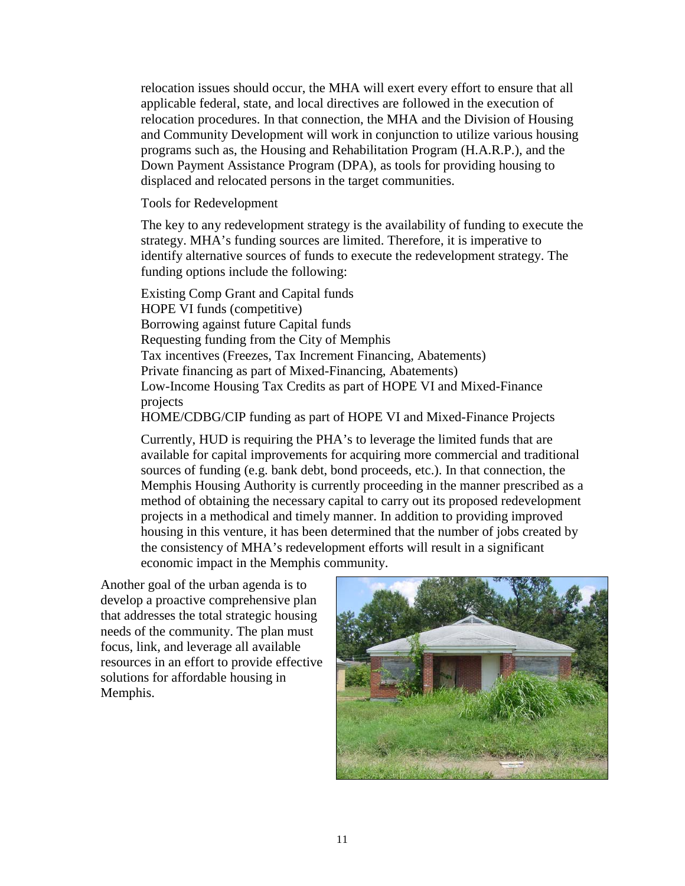relocation issues should occur, the MHA will exert every effort to ensure that all applicable federal, state, and local directives are followed in the execution of relocation procedures. In that connection, the MHA and the Division of Housing and Community Development will work in conjunction to utilize various housing programs such as, the Housing and Rehabilitation Program (H.A.R.P.), and the Down Payment Assistance Program (DPA), as tools for providing housing to displaced and relocated persons in the target communities.

Tools for Redevelopment

The key to any redevelopment strategy is the availability of funding to execute the strategy. MHA's funding sources are limited. Therefore, it is imperative to identify alternative sources of funds to execute the redevelopment strategy. The funding options include the following:

Existing Comp Grant and Capital funds
HOPE VI funds (competitive)
Borrowing against future Capital funds
Requesting funding from the City of Memphis
Tax incentives (Freezes, Tax Increment Financing, Abatements)
Private financing as part of Mixed-Financing, Abatements)
Low-Income Housing Tax Credits as part of HOPE VI and Mixed-Finance projects
HOME/CDBG/CIP funding as part of HOPE VI and Mixed-Finance Projects

Currently, HUD is requiring the PHA's to leverage the limited funds that are available for capital improvements for acquiring more commercial and traditional sources of funding (e.g. bank debt, bond proceeds, etc.). In that connection, the Memphis Housing Authority is currently proceeding in the manner prescribed as a method of obtaining the necessary capital to carry out its proposed redevelopment projects in a methodical and timely manner. In addition to providing improved housing in this venture, it has been determined that the number of jobs created by the consistency of MHA's redevelopment efforts will result in a significant economic impact in the Memphis community.

Another goal of the urban agenda is to develop a proactive comprehensive plan that addresses the total strategic housing needs of the community. The plan must focus, link, and leverage all available resources in an effort to provide effective solutions for affordable housing in Memphis.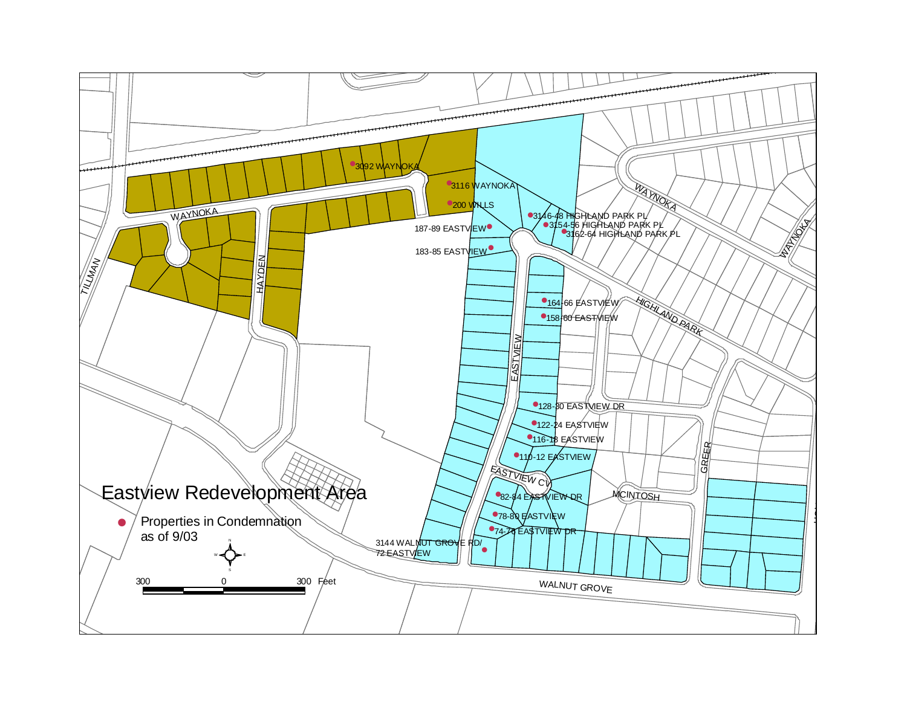# Eastview Redevelopment Area

● Properties in Condemnation as of 9/03

300 0 300 Feet

- 3092 WAYNOKA
- 3116 WAYNOKA
- 200 WILLS
- 187-89 EASTVIEW
- 183-85 EASTVIEW
- 3146-48 HIGHLAND PARK PL
- 3154-56 HIGHLAND PARK PL
- 3162-64 HIGHLAND PARK PL
- 164-66 EASTVIEW
- 158-60 EASTVIEW
- 128-30 EASTVIEW DR
- 122-24 EASTVIEW
- 116-18 EASTVIEW
- 110-12 EASTVIEW
- 82-84 EASTVIEW DR
- 78-80 EASTVIEW
- 74-76 EASTVIEW DR
- 3144 WALNUT GROVE RD/ 72 EASTVIEW

TILLMAN
WAYNOKA
HAYDEN
EASTVIEW
EASTVIEW CV
HIGHLAND PARK
MCINTOSH
GREER
WALNUT GROVE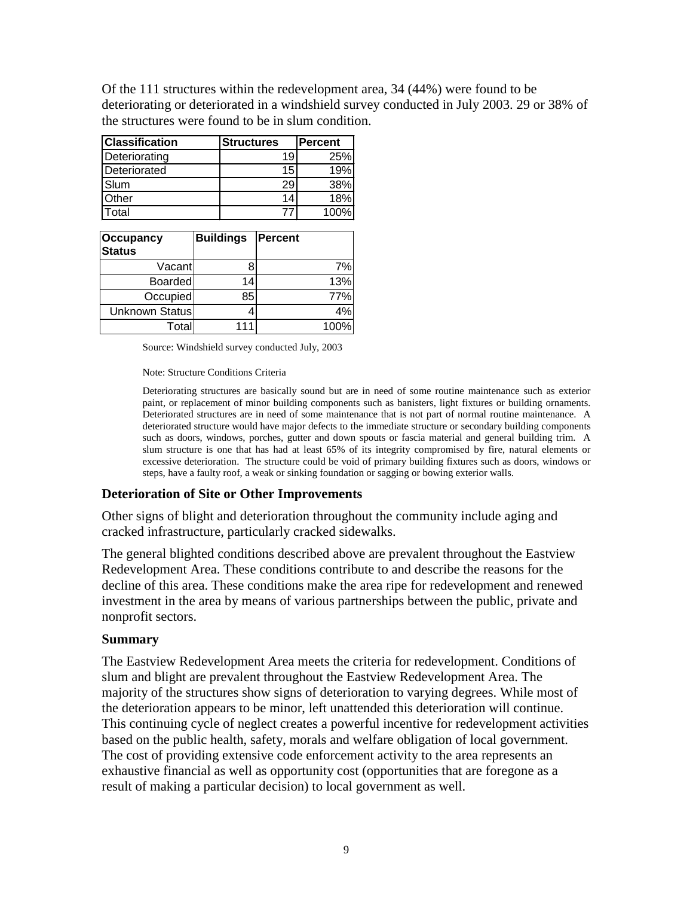Of the 111 structures within the redevelopment area, 34 (44%) were found to be deteriorating or deteriorated in a windshield survey conducted in July 2003. 29 or 38% of the structures were found to be in slum condition.

| Classification | Structures | Percent |
|---|---|---|
| Deteriorating | 19 | 25% |
| Deteriorated | 15 | 19% |
| Slum | 29 | 38% |
| Other | 14 | 18% |
| Total | 77 | 100% |

| Occupancy Status | Buildings | Percent |
|---|---|---|
| Vacant | 8 | 7% |
| Boarded | 14 | 13% |
| Occupied | 85 | 77% |
| Unknown Status | 4 | 4% |
| Total | 111 | 100% |

Source: Windshield survey conducted July, 2003

Note: Structure Conditions Criteria

Deteriorating structures are basically sound but are in need of some routine maintenance such as exterior paint, or replacement of minor building components such as banisters, light fixtures or building ornaments. Deteriorated structures are in need of some maintenance that is not part of normal routine maintenance. A deteriorated structure would have major defects to the immediate structure or secondary building components such as doors, windows, porches, gutter and down spouts or fascia material and general building trim. A slum structure is one that has had at least 65% of its integrity compromised by fire, natural elements or excessive deterioration. The structure could be void of primary building fixtures such as doors, windows or steps, have a faulty roof, a weak or sinking foundation or sagging or bowing exterior walls.

### Deterioration of Site or Other Improvements

Other signs of blight and deterioration throughout the community include aging and cracked infrastructure, particularly cracked sidewalks.

The general blighted conditions described above are prevalent throughout the Eastview Redevelopment Area. These conditions contribute to and describe the reasons for the decline of this area. These conditions make the area ripe for redevelopment and renewed investment in the area by means of various partnerships between the public, private and nonprofit sectors.

### Summary

The Eastview Redevelopment Area meets the criteria for redevelopment. Conditions of slum and blight are prevalent throughout the Eastview Redevelopment Area. The majority of the structures show signs of deterioration to varying degrees. While most of the deterioration appears to be minor, left unattended this deterioration will continue. This continuing cycle of neglect creates a powerful incentive for redevelopment activities based on the public health, safety, morals and welfare obligation of local government. The cost of providing extensive code enforcement activity to the area represents an exhaustive financial as well as opportunity cost (opportunities that are foregone as a result of making a particular decision) to local government as well.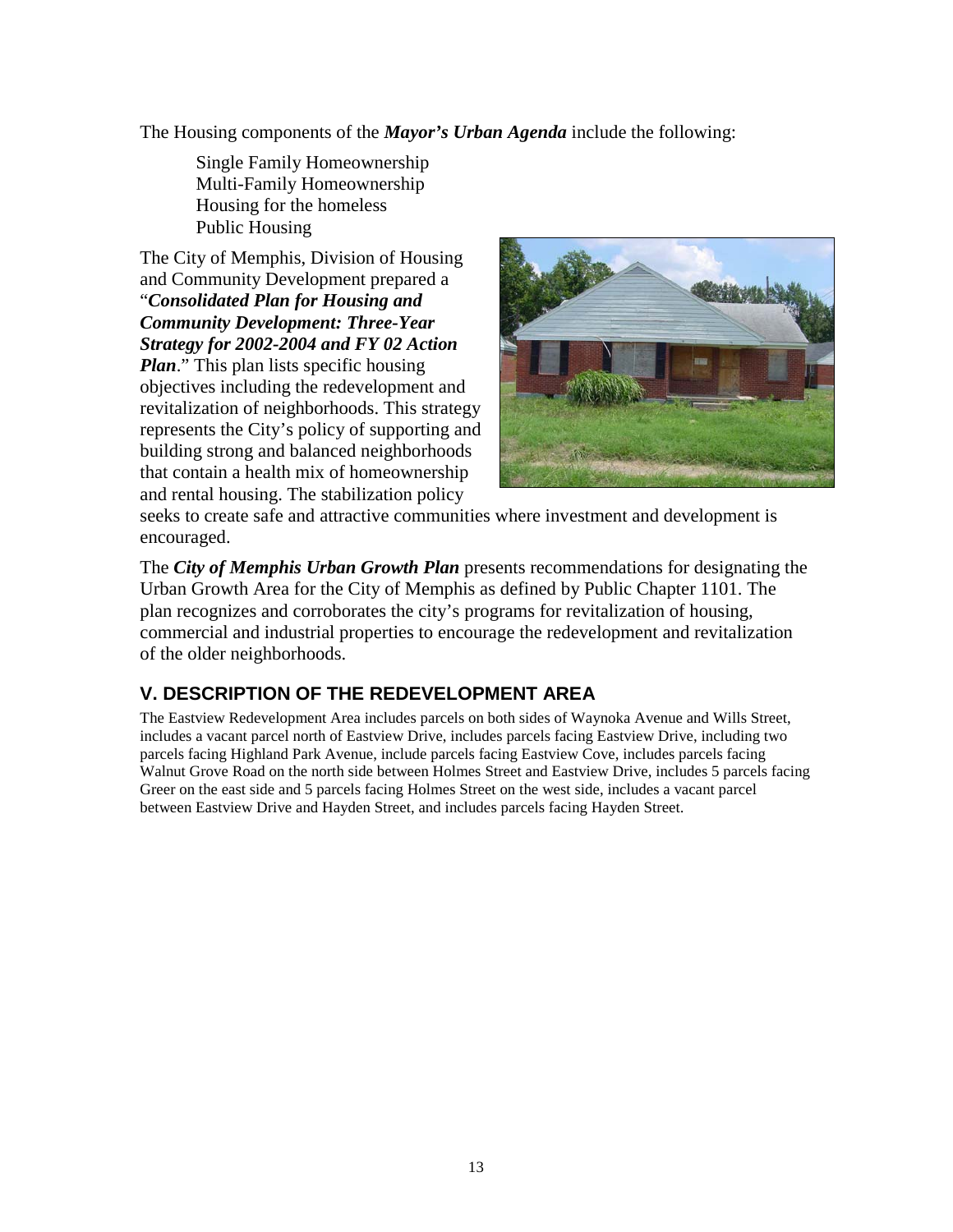The Housing components of the ***Mayor's Urban Agenda*** include the following:

Single Family Homeownership
Multi-Family Homeownership
Housing for the homeless
Public Housing

The City of Memphis, Division of Housing and Community Development prepared a "***Consolidated Plan for Housing and Community Development: Three-Year Strategy for 2002-2004 and FY 02 Action Plan***." This plan lists specific housing objectives including the redevelopment and revitalization of neighborhoods. This strategy represents the City's policy of supporting and building strong and balanced neighborhoods that contain a health mix of homeownership and rental housing. The stabilization policy seeks to create safe and attractive communities where investment and development is encouraged.

The ***City of Memphis Urban Growth Plan*** presents recommendations for designating the Urban Growth Area for the City of Memphis as defined by Public Chapter 1101. The plan recognizes and corroborates the city's programs for revitalization of housing, commercial and industrial properties to encourage the redevelopment and revitalization of the older neighborhoods.

## V. DESCRIPTION OF THE REDEVELOPMENT AREA

The Eastview Redevelopment Area includes parcels on both sides of Waynoka Avenue and Wills Street, includes a vacant parcel north of Eastview Drive, includes parcels facing Eastview Drive, including two parcels facing Highland Park Avenue, include parcels facing Eastview Cove, includes parcels facing Walnut Grove Road on the north side between Holmes Street and Eastview Drive, includes 5 parcels facing Greer on the east side and 5 parcels facing Holmes Street on the west side, includes a vacant parcel between Eastview Drive and Hayden Street, and includes parcels facing Hayden Street.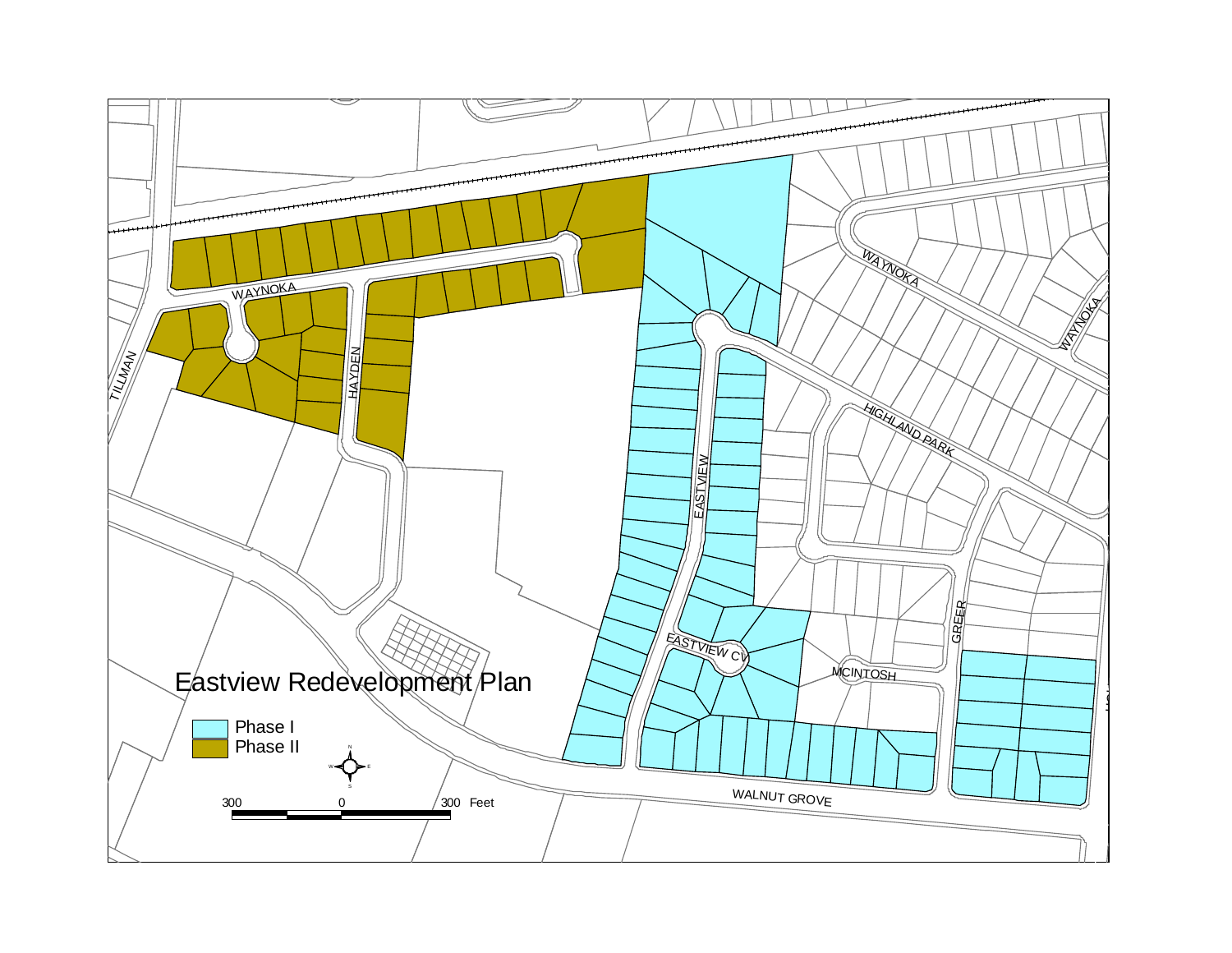# Eastview Redevelopment Plan

- Phase I
- Phase II

300 0 300 Feet

WAYNOKA

TILLMAN

HAYDEN

EASTVIEW

HIGHLAND PARK

EASTVIEW CV

MCINTOSH

GREER

WALNUT GROVE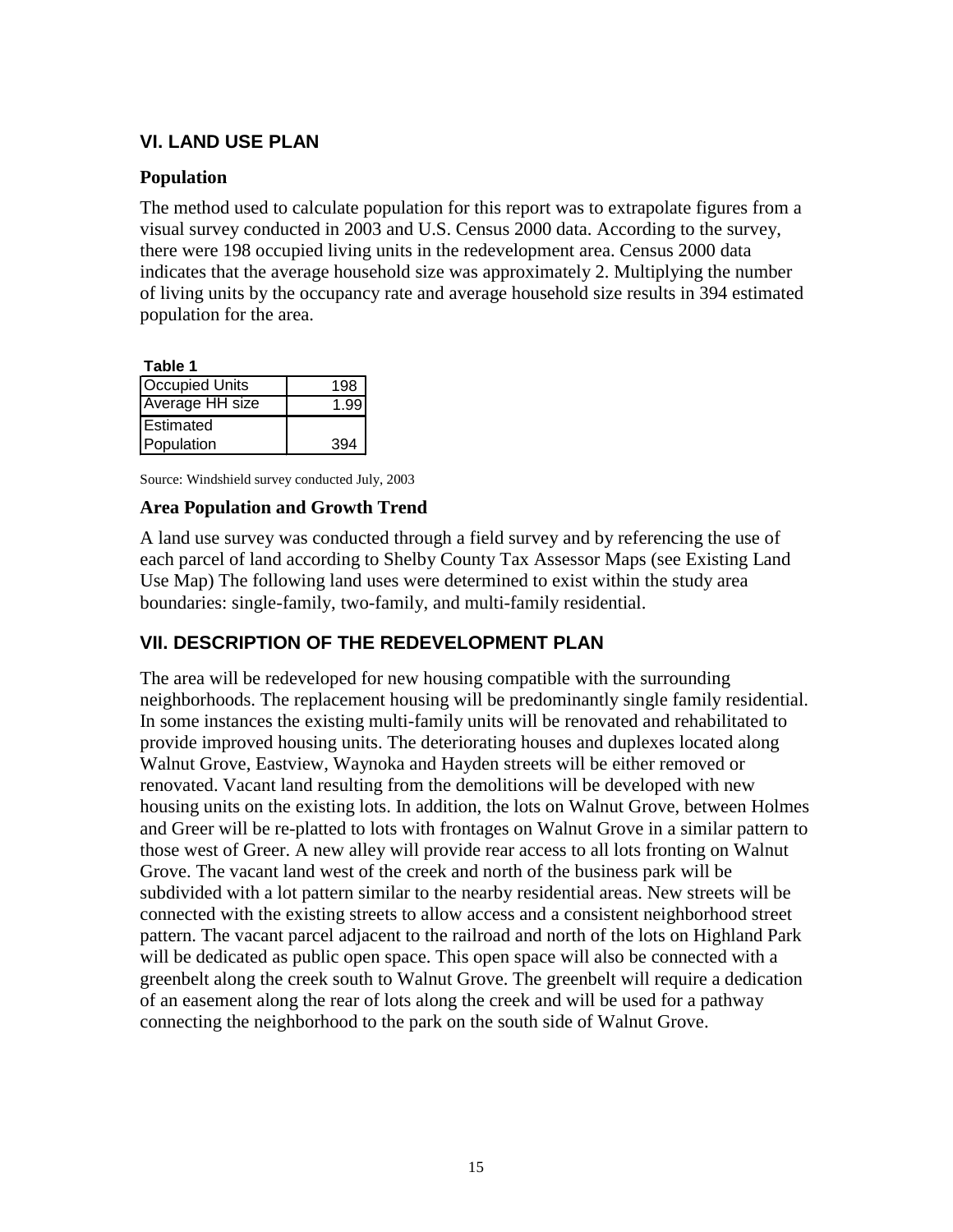## VI. LAND USE PLAN

### Population

The method used to calculate population for this report was to extrapolate figures from a visual survey conducted in 2003 and U.S. Census 2000 data. According to the survey, there were 198 occupied living units in the redevelopment area. Census 2000 data indicates that the average household size was approximately 2. Multiplying the number of living units by the occupancy rate and average household size results in 394 estimated population for the area.

**Table 1**

| Occupied Units | 198 |
|---|---|
| Average HH size | 1.99 |
| Estimated Population | 394 |

Source: Windshield survey conducted July, 2003

### Area Population and Growth Trend

A land use survey was conducted through a field survey and by referencing the use of each parcel of land according to Shelby County Tax Assessor Maps (see Existing Land Use Map) The following land uses were determined to exist within the study area boundaries: single-family, two-family, and multi-family residential.

## VII. DESCRIPTION OF THE REDEVELOPMENT PLAN

The area will be redeveloped for new housing compatible with the surrounding neighborhoods. The replacement housing will be predominantly single family residential. In some instances the existing multi-family units will be renovated and rehabilitated to provide improved housing units. The deteriorating houses and duplexes located along Walnut Grove, Eastview, Waynoka and Hayden streets will be either removed or renovated. Vacant land resulting from the demolitions will be developed with new housing units on the existing lots. In addition, the lots on Walnut Grove, between Holmes and Greer will be re-platted to lots with frontages on Walnut Grove in a similar pattern to those west of Greer. A new alley will provide rear access to all lots fronting on Walnut Grove. The vacant land west of the creek and north of the business park will be subdivided with a lot pattern similar to the nearby residential areas. New streets will be connected with the existing streets to allow access and a consistent neighborhood street pattern. The vacant parcel adjacent to the railroad and north of the lots on Highland Park will be dedicated as public open space. This open space will also be connected with a greenbelt along the creek south to Walnut Grove. The greenbelt will require a dedication of an easement along the rear of lots along the creek and will be used for a pathway connecting the neighborhood to the park on the south side of Walnut Grove.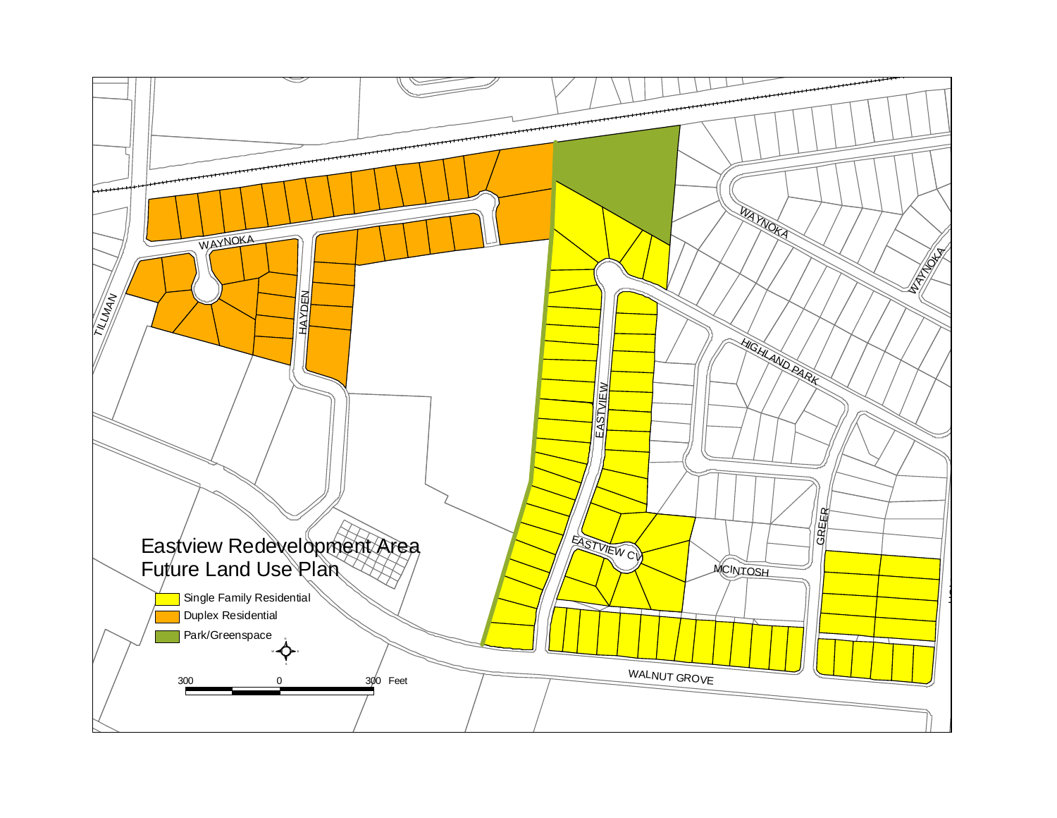# Eastview Redevelopment Area Future Land Use Plan

- Single Family Residential
- Duplex Residential
- Park/Greenspace

300 0 300 Feet

WAYNOKA

TILLMAN

HAYDEN

EASTVIEW

EASTVIEW CV

HIGHLAND PARK

WAYNOKA

WAYNOKA

GREER

MCINTOSH

WALNUT GROVE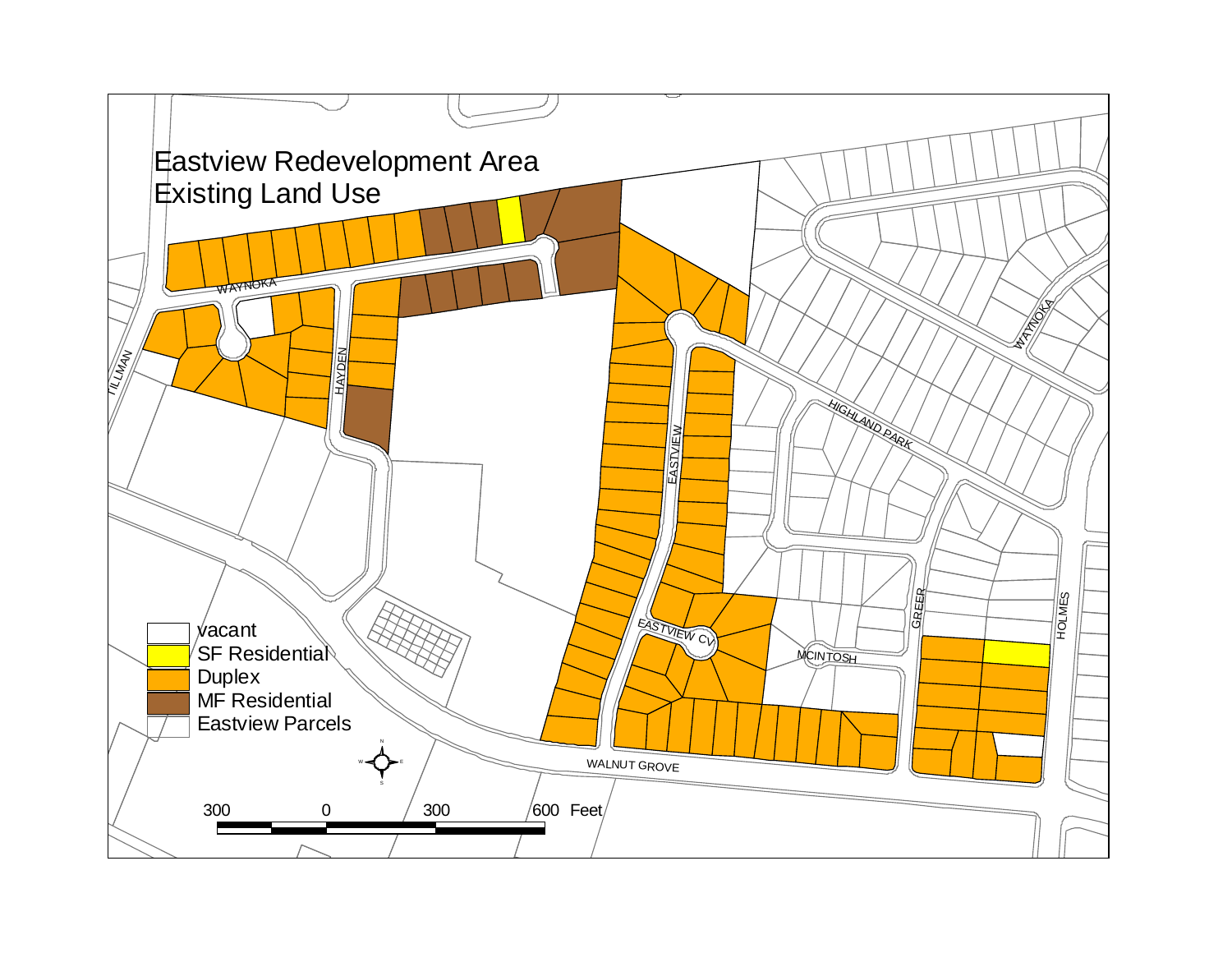# Eastview Redevelopment Area
# Existing Land Use

- vacant
- SF Residential
- Duplex
- MF Residential
- Eastview Parcels

300 0 300 600 Feet

WAYNOKA, TILLMAN, HAYDEN, EASTVIEW, HIGHLAND PARK, EASTVIEW CV, MCINTOSH, GREER, HOLMES, WALNUT GROVE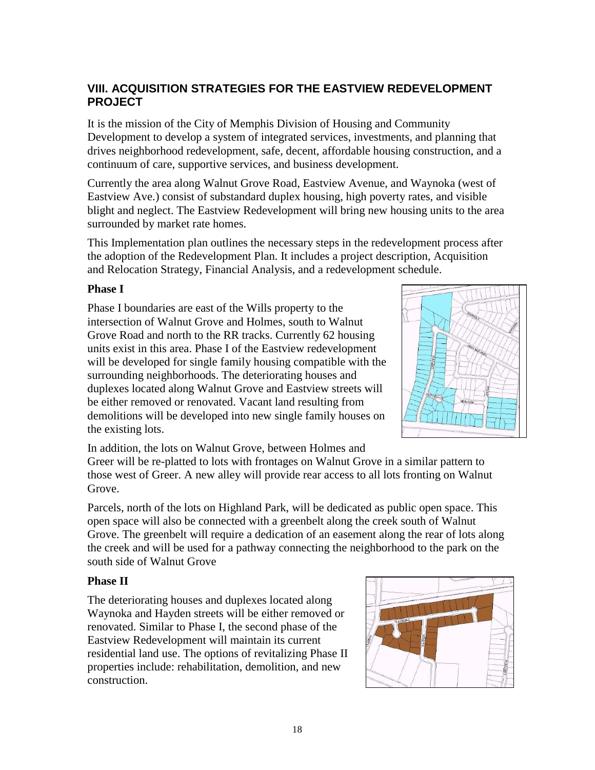## VIII. ACQUISITION STRATEGIES FOR THE EASTVIEW REDEVELOPMENT PROJECT

It is the mission of the City of Memphis Division of Housing and Community Development to develop a system of integrated services, investments, and planning that drives neighborhood redevelopment, safe, decent, affordable housing construction, and a continuum of care, supportive services, and business development.

Currently the area along Walnut Grove Road, Eastview Avenue, and Waynoka (west of Eastview Ave.) consist of substandard duplex housing, high poverty rates, and visible blight and neglect. The Eastview Redevelopment will bring new housing units to the area surrounded by market rate homes.

This Implementation plan outlines the necessary steps in the redevelopment process after the adoption of the Redevelopment Plan. It includes a project description, Acquisition and Relocation Strategy, Financial Analysis, and a redevelopment schedule.

### Phase I

Phase I boundaries are east of the Wills property to the intersection of Walnut Grove and Holmes, south to Walnut Grove Road and north to the RR tracks. Currently 62 housing units exist in this area. Phase I of the Eastview redevelopment will be developed for single family housing compatible with the surrounding neighborhoods. The deteriorating houses and duplexes located along Walnut Grove and Eastview streets will be either removed or renovated. Vacant land resulting from demolitions will be developed into new single family houses on the existing lots.

In addition, the lots on Walnut Grove, between Holmes and Greer will be re-platted to lots with frontages on Walnut Grove in a similar pattern to those west of Greer. A new alley will provide rear access to all lots fronting on Walnut Grove.

Parcels, north of the lots on Highland Park, will be dedicated as public open space. This open space will also be connected with a greenbelt along the creek south of Walnut Grove. The greenbelt will require a dedication of an easement along the rear of lots along the creek and will be used for a pathway connecting the neighborhood to the park on the south side of Walnut Grove

### Phase II

The deteriorating houses and duplexes located along Waynoka and Hayden streets will be either removed or renovated. Similar to Phase I, the second phase of the Eastview Redevelopment will maintain its current residential land use. The options of revitalizing Phase II properties include: rehabilitation, demolition, and new construction.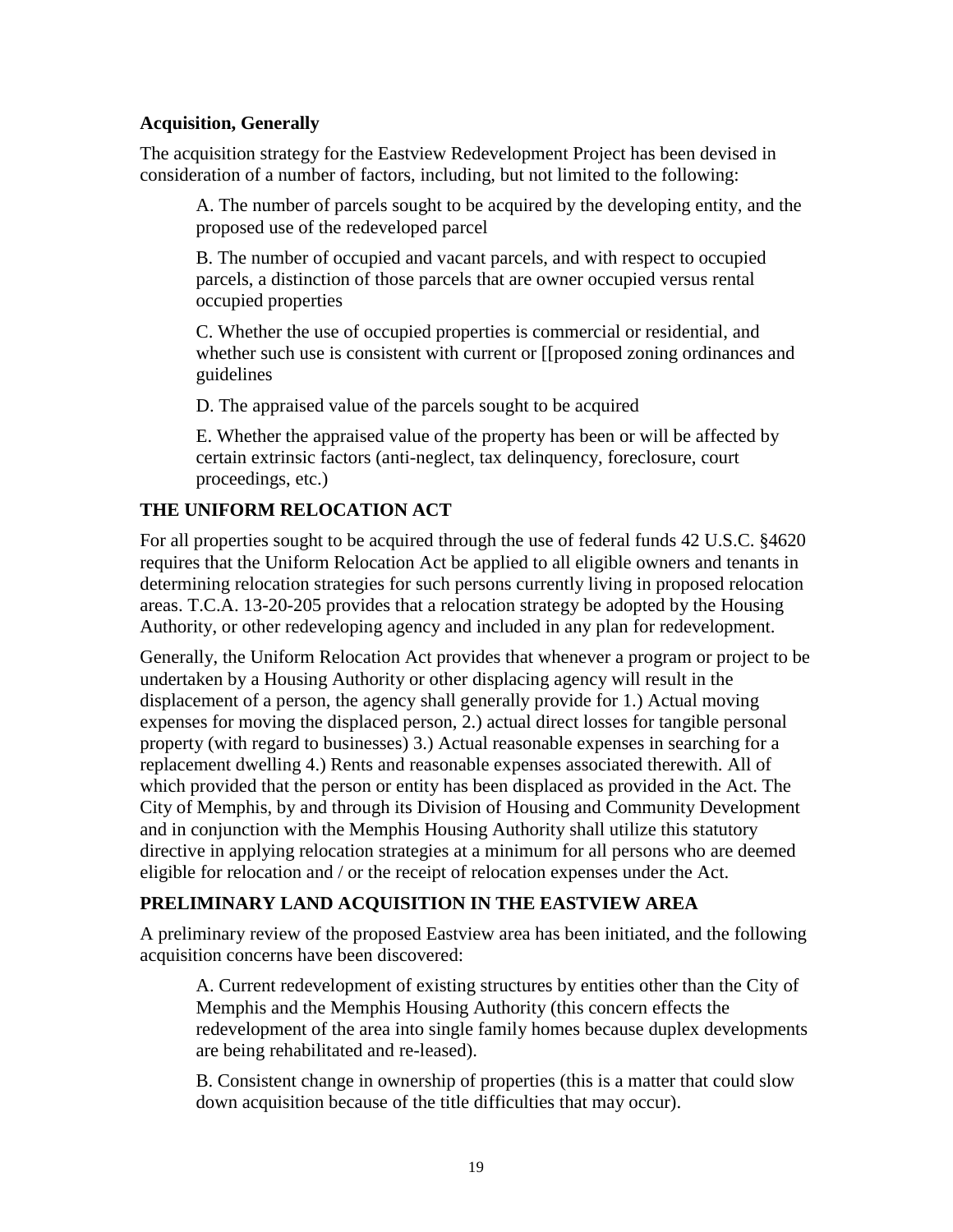**Acquisition, Generally**

The acquisition strategy for the Eastview Redevelopment Project has been devised in consideration of a number of factors, including, but not limited to the following:

A. The number of parcels sought to be acquired by the developing entity, and the proposed use of the redeveloped parcel

B. The number of occupied and vacant parcels, and with respect to occupied parcels, a distinction of those parcels that are owner occupied versus rental occupied properties

C. Whether the use of occupied properties is commercial or residential, and whether such use is consistent with current or [[proposed zoning ordinances and guidelines

D. The appraised value of the parcels sought to be acquired

E. Whether the appraised value of the property has been or will be affected by certain extrinsic factors (anti-neglect, tax delinquency, foreclosure, court proceedings, etc.)

## THE UNIFORM RELOCATION ACT

For all properties sought to be acquired through the use of federal funds 42 U.S.C. §4620 requires that the Uniform Relocation Act be applied to all eligible owners and tenants in determining relocation strategies for such persons currently living in proposed relocation areas. T.C.A. 13-20-205 provides that a relocation strategy be adopted by the Housing Authority, or other redeveloping agency and included in any plan for redevelopment.

Generally, the Uniform Relocation Act provides that whenever a program or project to be undertaken by a Housing Authority or other displacing agency will result in the displacement of a person, the agency shall generally provide for 1.) Actual moving expenses for moving the displaced person, 2.) actual direct losses for tangible personal property (with regard to businesses) 3.) Actual reasonable expenses in searching for a replacement dwelling 4.) Rents and reasonable expenses associated therewith. All of which provided that the person or entity has been displaced as provided in the Act. The City of Memphis, by and through its Division of Housing and Community Development and in conjunction with the Memphis Housing Authority shall utilize this statutory directive in applying relocation strategies at a minimum for all persons who are deemed eligible for relocation and / or the receipt of relocation expenses under the Act.

## PRELIMINARY LAND ACQUISITION IN THE EASTVIEW AREA

A preliminary review of the proposed Eastview area has been initiated, and the following acquisition concerns have been discovered:

A. Current redevelopment of existing structures by entities other than the City of Memphis and the Memphis Housing Authority (this concern effects the redevelopment of the area into single family homes because duplex developments are being rehabilitated and re-leased).

B. Consistent change in ownership of properties (this is a matter that could slow down acquisition because of the title difficulties that may occur).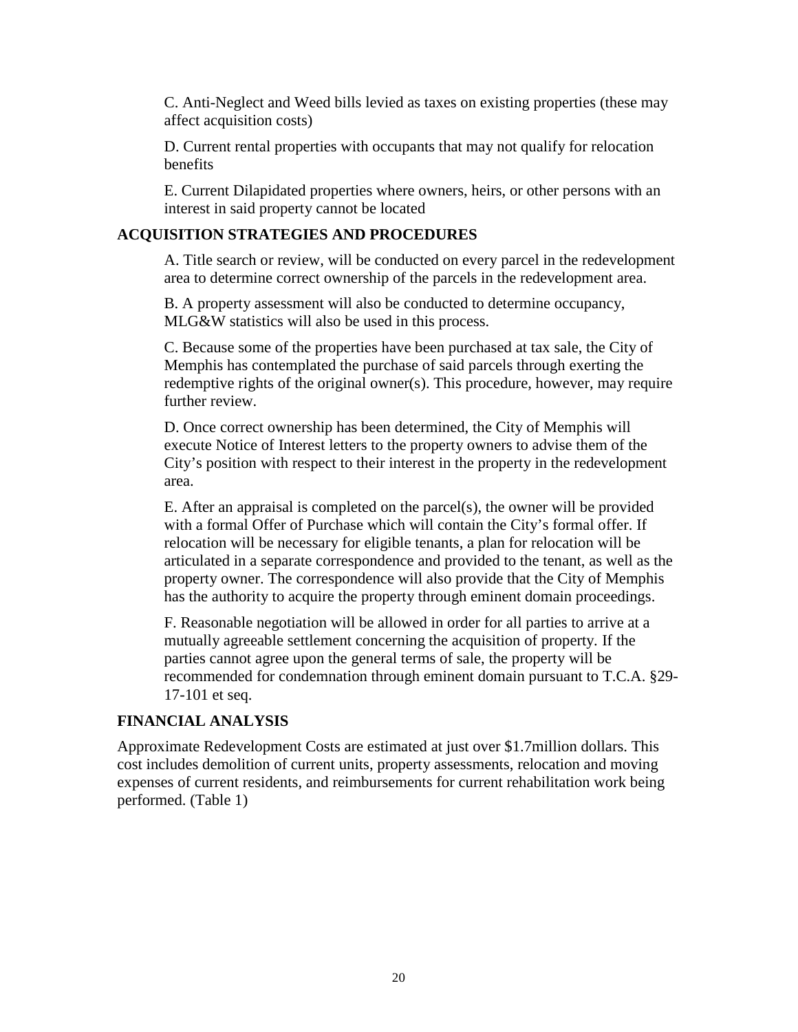C. Anti-Neglect and Weed bills levied as taxes on existing properties (these may affect acquisition costs)

D. Current rental properties with occupants that may not qualify for relocation benefits

E. Current Dilapidated properties where owners, heirs, or other persons with an interest in said property cannot be located

## ACQUISITION STRATEGIES AND PROCEDURES

A. Title search or review, will be conducted on every parcel in the redevelopment area to determine correct ownership of the parcels in the redevelopment area.

B. A property assessment will also be conducted to determine occupancy, MLG&W statistics will also be used in this process.

C. Because some of the properties have been purchased at tax sale, the City of Memphis has contemplated the purchase of said parcels through exerting the redemptive rights of the original owner(s). This procedure, however, may require further review.

D. Once correct ownership has been determined, the City of Memphis will execute Notice of Interest letters to the property owners to advise them of the City's position with respect to their interest in the property in the redevelopment area.

E. After an appraisal is completed on the parcel(s), the owner will be provided with a formal Offer of Purchase which will contain the City's formal offer. If relocation will be necessary for eligible tenants, a plan for relocation will be articulated in a separate correspondence and provided to the tenant, as well as the property owner. The correspondence will also provide that the City of Memphis has the authority to acquire the property through eminent domain proceedings.

F. Reasonable negotiation will be allowed in order for all parties to arrive at a mutually agreeable settlement concerning the acquisition of property. If the parties cannot agree upon the general terms of sale, the property will be recommended for condemnation through eminent domain pursuant to T.C.A. §29-17-101 et seq.

## FINANCIAL ANALYSIS

Approximate Redevelopment Costs are estimated at just over $1.7million dollars. This cost includes demolition of current units, property assessments, relocation and moving expenses of current residents, and reimbursements for current rehabilitation work being performed. (Table 1)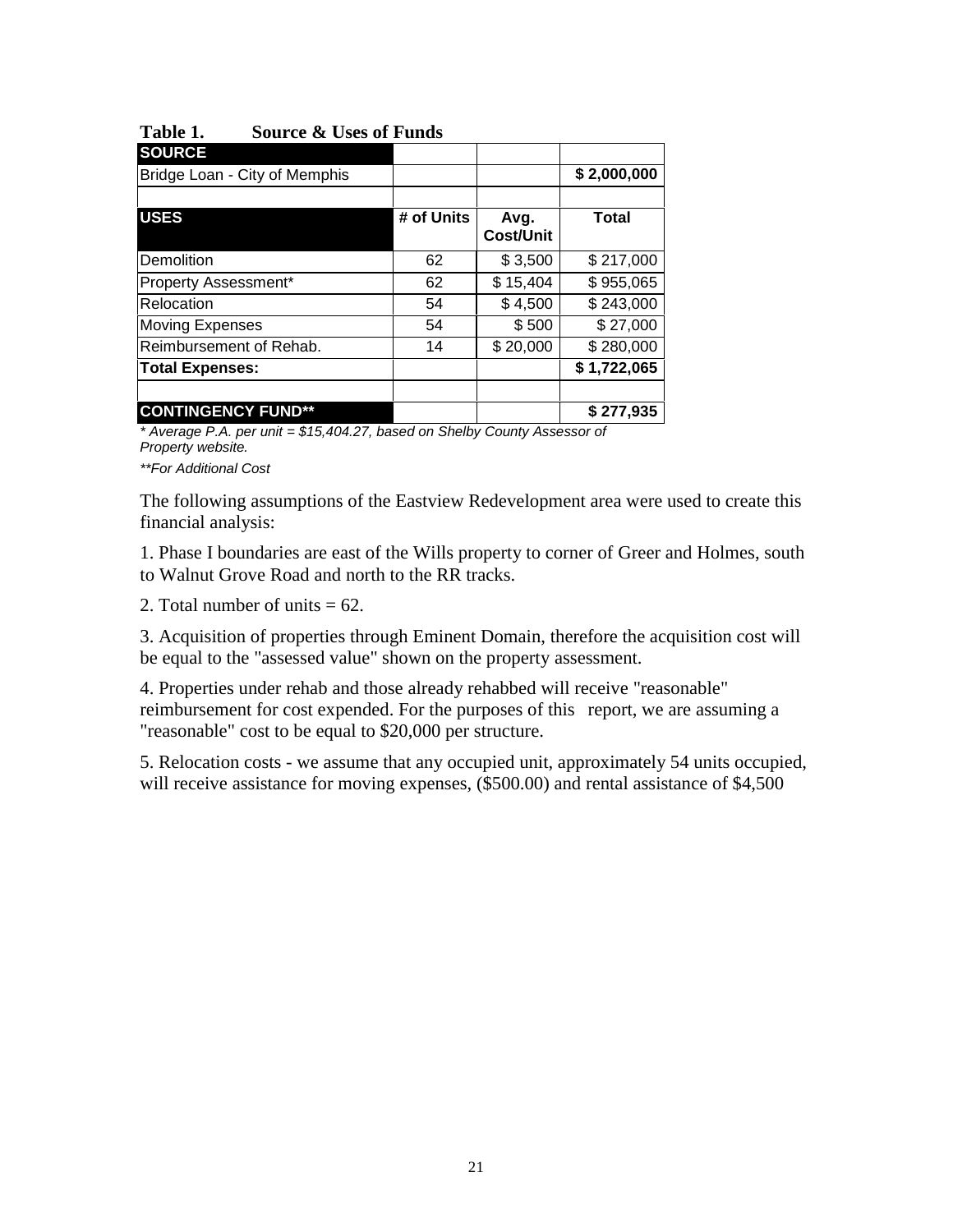**Table 1. Source & Uses of Funds**

| SOURCE | | | |
|---|---|---|---|
| Bridge Loan - City of Memphis | | | **$ 2,000,000** |
| | | | |
| **USES** | **# of Units** | **Avg. Cost/Unit** | **Total** |
| Demolition | 62 | $ 3,500 | $ 217,000 |
| Property Assessment* | 62 | $ 15,404 | $ 955,065 |
| Relocation | 54 | $ 4,500 | $ 243,000 |
| Moving Expenses | 54 | $ 500 | $ 27,000 |
| Reimbursement of Rehab. | 14 | $ 20,000 | $ 280,000 |
| **Total Expenses:** | | | **$ 1,722,065** |
| | | | |
| **CONTINGENCY FUND**** | | | **$ 277,935** |

*\* Average P.A. per unit = $15,404.27, based on Shelby County Assessor of Property website.*

*\*\*For Additional Cost*

The following assumptions of the Eastview Redevelopment area were used to create this financial analysis:

1. Phase I boundaries are east of the Wills property to corner of Greer and Holmes, south to Walnut Grove Road and north to the RR tracks.

2. Total number of units = 62.

3. Acquisition of properties through Eminent Domain, therefore the acquisition cost will be equal to the "assessed value" shown on the property assessment.

4. Properties under rehab and those already rehabbed will receive "reasonable" reimbursement for cost expended. For the purposes of this report, we are assuming a "reasonable" cost to be equal to $20,000 per structure.

5. Relocation costs - we assume that any occupied unit, approximately 54 units occupied, will receive assistance for moving expenses, ($500.00) and rental assistance of $4,500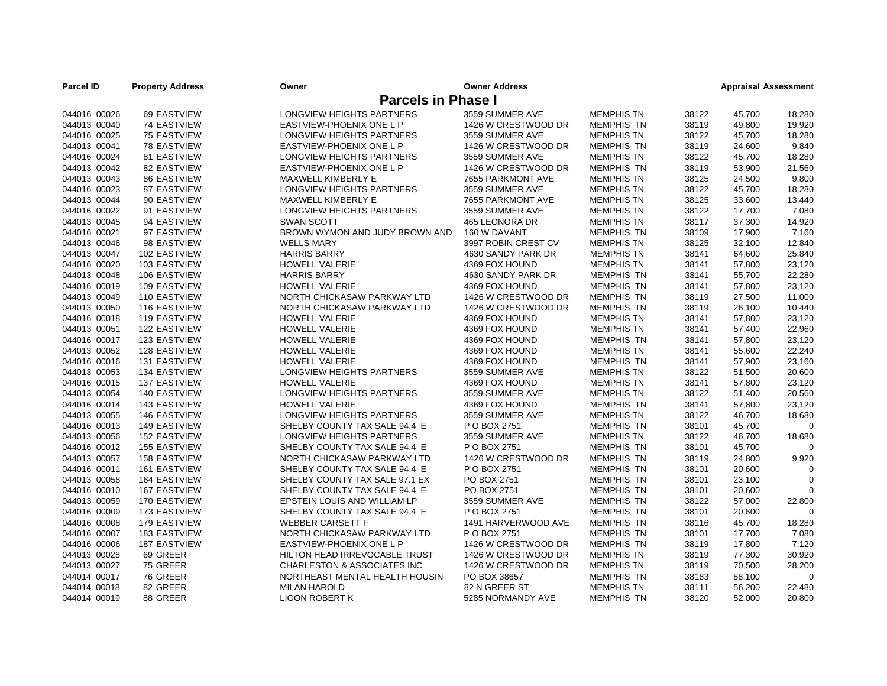| Parcel ID | Property Address | Owner | Owner Address | | | Appraisal | Assessment |
|---|---|---|---|---|---|---|---|

## Parcels in Phase I

| Parcel ID | Property Address | Owner | Owner Address | | | Appraisal | Assessment |
|---|---|---|---|---|---|---|---|
| 044016 00026 | 69 EASTVIEW | LONGVIEW HEIGHTS PARTNERS | 3559 SUMMER AVE | MEMPHIS TN | 38122 | 45,700 | 18,280 |
| 044013 00040 | 74 EASTVIEW | EASTVIEW-PHOENIX ONE L P | 1426 W CRESTWOOD DR | MEMPHIS TN | 38119 | 49,800 | 19,920 |
| 044016 00025 | 75 EASTVIEW | LONGVIEW HEIGHTS PARTNERS | 3559 SUMMER AVE | MEMPHIS TN | 38122 | 45,700 | 18,280 |
| 044013 00041 | 78 EASTVIEW | EASTVIEW-PHOENIX ONE L P | 1426 W CRESTWOOD DR | MEMPHIS TN | 38119 | 24,600 | 9,840 |
| 044016 00024 | 81 EASTVIEW | LONGVIEW HEIGHTS PARTNERS | 3559 SUMMER AVE | MEMPHIS TN | 38122 | 45,700 | 18,280 |
| 044013 00042 | 82 EASTVIEW | EASTVIEW-PHOENIX ONE L P | 1426 W CRESTWOOD DR | MEMPHIS TN | 38119 | 53,900 | 21,560 |
| 044013 00043 | 86 EASTVIEW | MAXWELL KIMBERLY E | 7655 PARKMONT AVE | MEMPHIS TN | 38125 | 24,500 | 9,800 |
| 044016 00023 | 87 EASTVIEW | LONGVIEW HEIGHTS PARTNERS | 3559 SUMMER AVE | MEMPHIS TN | 38122 | 45,700 | 18,280 |
| 044013 00044 | 90 EASTVIEW | MAXWELL KIMBERLY E | 7655 PARKMONT AVE | MEMPHIS TN | 38125 | 33,600 | 13,440 |
| 044016 00022 | 91 EASTVIEW | LONGVIEW HEIGHTS PARTNERS | 3559 SUMMER AVE | MEMPHIS TN | 38122 | 17,700 | 7,080 |
| 044013 00045 | 94 EASTVIEW | SWAN SCOTT | 465 LEONORA DR | MEMPHIS TN | 38117 | 37,300 | 14,920 |
| 044016 00021 | 97 EASTVIEW | BROWN WYMON AND JUDY BROWN AND | 160 W DAVANT | MEMPHIS TN | 38109 | 17,900 | 7,160 |
| 044013 00046 | 98 EASTVIEW | WELLS MARY | 3997 ROBIN CREST CV | MEMPHIS TN | 38125 | 32,100 | 12,840 |
| 044013 00047 | 102 EASTVIEW | HARRIS BARRY | 4630 SANDY PARK DR | MEMPHIS TN | 38141 | 64,600 | 25,840 |
| 044016 00020 | 103 EASTVIEW | HOWELL VALERIE | 4369 FOX HOUND | MEMPHIS TN | 38141 | 57,800 | 23,120 |
| 044013 00048 | 106 EASTVIEW | HARRIS BARRY | 4630 SANDY PARK DR | MEMPHIS TN | 38141 | 55,700 | 22,280 |
| 044016 00019 | 109 EASTVIEW | HOWELL VALERIE | 4369 FOX HOUND | MEMPHIS TN | 38141 | 57,800 | 23,120 |
| 044013 00049 | 110 EASTVIEW | NORTH CHICKASAW PARKWAY LTD | 1426 W CRESTWOOD DR | MEMPHIS TN | 38119 | 27,500 | 11,000 |
| 044013 00050 | 116 EASTVIEW | NORTH CHICKASAW PARKWAY LTD | 1426 W CRESTWOOD DR | MEMPHIS TN | 38119 | 26,100 | 10,440 |
| 044016 00018 | 119 EASTVIEW | HOWELL VALERIE | 4369 FOX HOUND | MEMPHIS TN | 38141 | 57,800 | 23,120 |
| 044013 00051 | 122 EASTVIEW | HOWELL VALERIE | 4369 FOX HOUND | MEMPHIS TN | 38141 | 57,400 | 22,960 |
| 044016 00017 | 123 EASTVIEW | HOWELL VALERIE | 4369 FOX HOUND | MEMPHIS TN | 38141 | 57,800 | 23,120 |
| 044013 00052 | 128 EASTVIEW | HOWELL VALERIE | 4369 FOX HOUND | MEMPHIS TN | 38141 | 55,600 | 22,240 |
| 044016 00016 | 131 EASTVIEW | HOWELL VALERIE | 4369 FOX HOUND | MEMPHIS TN | 38141 | 57,900 | 23,160 |
| 044013 00053 | 134 EASTVIEW | LONGVIEW HEIGHTS PARTNERS | 3559 SUMMER AVE | MEMPHIS TN | 38122 | 51,500 | 20,600 |
| 044016 00015 | 137 EASTVIEW | HOWELL VALERIE | 4369 FOX HOUND | MEMPHIS TN | 38141 | 57,800 | 23,120 |
| 044013 00054 | 140 EASTVIEW | LONGVIEW HEIGHTS PARTNERS | 3559 SUMMER AVE | MEMPHIS TN | 38122 | 51,400 | 20,560 |
| 044016 00014 | 143 EASTVIEW | HOWELL VALERIE | 4369 FOX HOUND | MEMPHIS TN | 38141 | 57,800 | 23,120 |
| 044013 00055 | 146 EASTVIEW | LONGVIEW HEIGHTS PARTNERS | 3559 SUMMER AVE | MEMPHIS TN | 38122 | 46,700 | 18,680 |
| 044016 00013 | 149 EASTVIEW | SHELBY COUNTY TAX SALE 94.4 E | P O BOX 2751 | MEMPHIS TN | 38101 | 45,700 | 0 |
| 044013 00056 | 152 EASTVIEW | LONGVIEW HEIGHTS PARTNERS | 3559 SUMMER AVE | MEMPHIS TN | 38122 | 46,700 | 18,680 |
| 044016 00012 | 155 EASTVIEW | SHELBY COUNTY TAX SALE 94.4 E | P O BOX 2751 | MEMPHIS TN | 38101 | 45,700 | 0 |
| 044013 00057 | 158 EASTVIEW | NORTH CHICKASAW PARKWAY LTD | 1426 W CRESTWOOD DR | MEMPHIS TN | 38119 | 24,800 | 9,920 |
| 044016 00011 | 161 EASTVIEW | SHELBY COUNTY TAX SALE 94.4 E | P O BOX 2751 | MEMPHIS TN | 38101 | 20,600 | 0 |
| 044013 00058 | 164 EASTVIEW | SHELBY COUNTY TAX SALE 97.1 EX | PO BOX 2751 | MEMPHIS TN | 38101 | 23,100 | 0 |
| 044016 00010 | 167 EASTVIEW | SHELBY COUNTY TAX SALE 94.4 E | PO BOX 2751 | MEMPHIS TN | 38101 | 20,600 | 0 |
| 044013 00059 | 170 EASTVIEW | EPSTEIN LOUIS AND WILLIAM LP | 3559 SUMMER AVE | MEMPHIS TN | 38122 | 57,000 | 22,800 |
| 044016 00009 | 173 EASTVIEW | SHELBY COUNTY TAX SALE 94.4 E | P O BOX 2751 | MEMPHIS TN | 38101 | 20,600 | 0 |
| 044016 00008 | 179 EASTVIEW | WEBBER CARSETT F | 1491 HARVERWOOD AVE | MEMPHIS TN | 38116 | 45,700 | 18,280 |
| 044016 00007 | 183 EASTVIEW | NORTH CHICKASAW PARKWAY LTD | P O BOX 2751 | MEMPHIS TN | 38101 | 17,700 | 7,080 |
| 044016 00006 | 187 EASTVIEW | EASTVIEW-PHOENIX ONE L P | 1426 W CRESTWOOD DR | MEMPHIS TN | 38119 | 17,800 | 7,120 |
| 044013 00028 | 69 GREER | HILTON HEAD IRREVOCABLE TRUST | 1426 W CRESTWOOD DR | MEMPHIS TN | 38119 | 77,300 | 30,920 |
| 044013 00027 | 75 GREER | CHARLESTON & ASSOCIATES INC | 1426 W CRESTWOOD DR | MEMPHIS TN | 38119 | 70,500 | 28,200 |
| 044014 00017 | 76 GREER | NORTHEAST MENTAL HEALTH HOUSIN | PO BOX 38657 | MEMPHIS TN | 38183 | 58,100 | 0 |
| 044014 00018 | 82 GREER | MILAN HAROLD | 82 N GREER ST | MEMPHIS TN | 38111 | 56,200 | 22,480 |
| 044014 00019 | 88 GREER | LIGON ROBERT K | 5285 NORMANDY AVE | MEMPHIS TN | 38120 | 52,000 | 20,800 |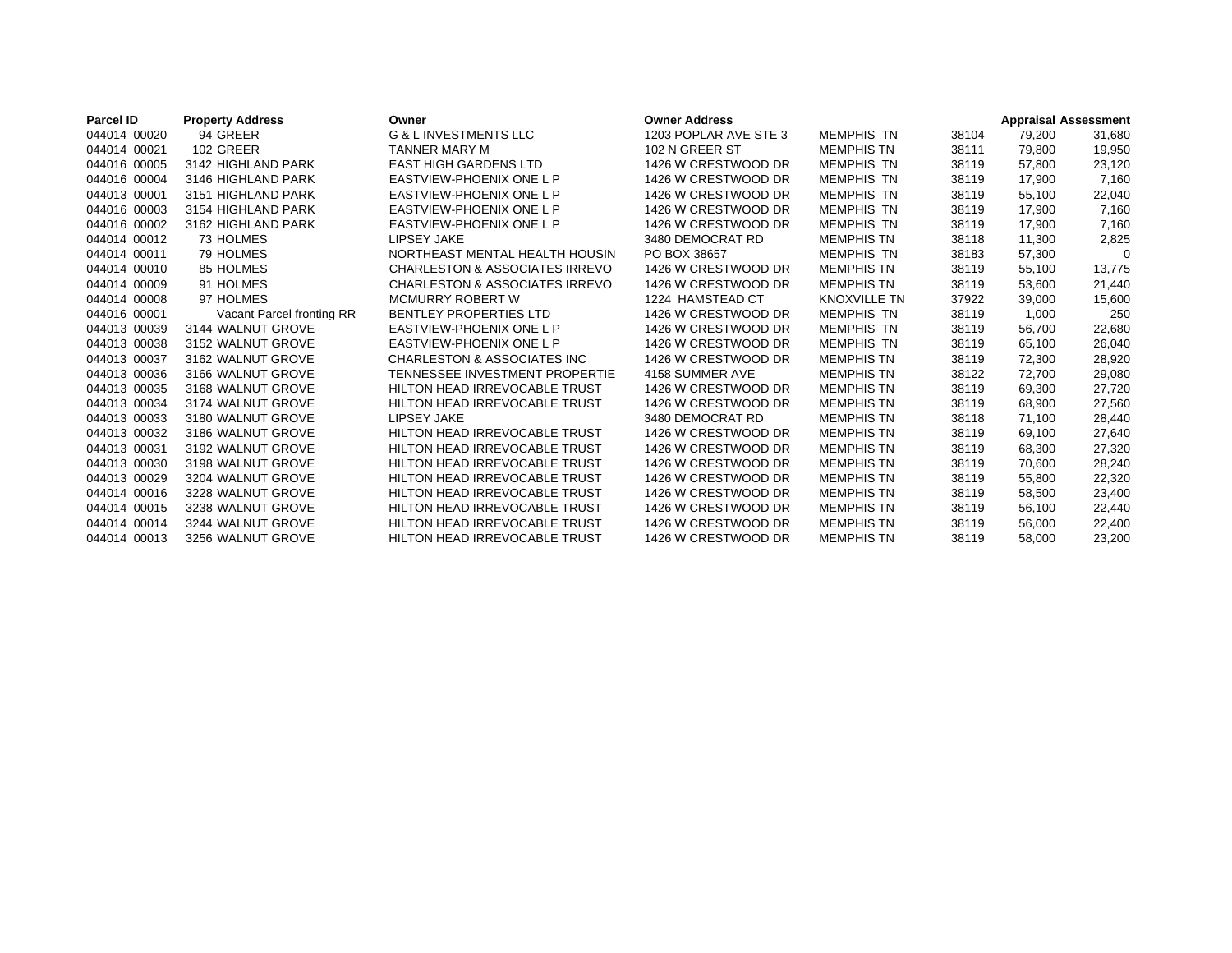| Parcel ID | Property Address | Owner | Owner Address | | | Appraisal | Assessment |
|---|---|---|---|---|---|---|---|
| 044014 00020 | 94 GREER | G & L INVESTMENTS LLC | 1203 POPLAR AVE STE 3 | MEMPHIS TN | 38104 | 79,200 | 31,680 |
| 044014 00021 | 102 GREER | TANNER MARY M | 102 N GREER ST | MEMPHIS TN | 38111 | 79,800 | 19,950 |
| 044016 00005 | 3142 HIGHLAND PARK | EAST HIGH GARDENS LTD | 1426 W CRESTWOOD DR | MEMPHIS TN | 38119 | 57,800 | 23,120 |
| 044016 00004 | 3146 HIGHLAND PARK | EASTVIEW-PHOENIX ONE L P | 1426 W CRESTWOOD DR | MEMPHIS TN | 38119 | 17,900 | 7,160 |
| 044013 00001 | 3151 HIGHLAND PARK | EASTVIEW-PHOENIX ONE L P | 1426 W CRESTWOOD DR | MEMPHIS TN | 38119 | 55,100 | 22,040 |
| 044016 00003 | 3154 HIGHLAND PARK | EASTVIEW-PHOENIX ONE L P | 1426 W CRESTWOOD DR | MEMPHIS TN | 38119 | 17,900 | 7,160 |
| 044016 00002 | 3162 HIGHLAND PARK | EASTVIEW-PHOENIX ONE L P | 1426 W CRESTWOOD DR | MEMPHIS TN | 38119 | 17,900 | 7,160 |
| 044014 00012 | 73 HOLMES | LIPSEY JAKE | 3480 DEMOCRAT RD | MEMPHIS TN | 38118 | 11,300 | 2,825 |
| 044014 00011 | 79 HOLMES | NORTHEAST MENTAL HEALTH HOUSIN | PO BOX 38657 | MEMPHIS TN | 38183 | 57,300 | 0 |
| 044014 00010 | 85 HOLMES | CHARLESTON & ASSOCIATES IRREVO | 1426 W CRESTWOOD DR | MEMPHIS TN | 38119 | 55,100 | 13,775 |
| 044014 00009 | 91 HOLMES | CHARLESTON & ASSOCIATES IRREVO | 1426 W CRESTWOOD DR | MEMPHIS TN | 38119 | 53,600 | 21,440 |
| 044014 00008 | 97 HOLMES | MCMURRY ROBERT W | 1224 HAMSTEAD CT | KNOXVILLE TN | 37922 | 39,000 | 15,600 |
| 044016 00001 | Vacant Parcel fronting RR | BENTLEY PROPERTIES LTD | 1426 W CRESTWOOD DR | MEMPHIS TN | 38119 | 1,000 | 250 |
| 044013 00039 | 3144 WALNUT GROVE | EASTVIEW-PHOENIX ONE L P | 1426 W CRESTWOOD DR | MEMPHIS TN | 38119 | 56,700 | 22,680 |
| 044013 00038 | 3152 WALNUT GROVE | EASTVIEW-PHOENIX ONE L P | 1426 W CRESTWOOD DR | MEMPHIS TN | 38119 | 65,100 | 26,040 |
| 044013 00037 | 3162 WALNUT GROVE | CHARLESTON & ASSOCIATES INC | 1426 W CRESTWOOD DR | MEMPHIS TN | 38119 | 72,300 | 28,920 |
| 044013 00036 | 3166 WALNUT GROVE | TENNESSEE INVESTMENT PROPERTIE | 4158 SUMMER AVE | MEMPHIS TN | 38122 | 72,700 | 29,080 |
| 044013 00035 | 3168 WALNUT GROVE | HILTON HEAD IRREVOCABLE TRUST | 1426 W CRESTWOOD DR | MEMPHIS TN | 38119 | 69,300 | 27,720 |
| 044013 00034 | 3174 WALNUT GROVE | HILTON HEAD IRREVOCABLE TRUST | 1426 W CRESTWOOD DR | MEMPHIS TN | 38119 | 68,900 | 27,560 |
| 044013 00033 | 3180 WALNUT GROVE | LIPSEY JAKE | 3480 DEMOCRAT RD | MEMPHIS TN | 38118 | 71,100 | 28,440 |
| 044013 00032 | 3186 WALNUT GROVE | HILTON HEAD IRREVOCABLE TRUST | 1426 W CRESTWOOD DR | MEMPHIS TN | 38119 | 69,100 | 27,640 |
| 044013 00031 | 3192 WALNUT GROVE | HILTON HEAD IRREVOCABLE TRUST | 1426 W CRESTWOOD DR | MEMPHIS TN | 38119 | 68,300 | 27,320 |
| 044013 00030 | 3198 WALNUT GROVE | HILTON HEAD IRREVOCABLE TRUST | 1426 W CRESTWOOD DR | MEMPHIS TN | 38119 | 70,600 | 28,240 |
| 044013 00029 | 3204 WALNUT GROVE | HILTON HEAD IRREVOCABLE TRUST | 1426 W CRESTWOOD DR | MEMPHIS TN | 38119 | 55,800 | 22,320 |
| 044014 00016 | 3228 WALNUT GROVE | HILTON HEAD IRREVOCABLE TRUST | 1426 W CRESTWOOD DR | MEMPHIS TN | 38119 | 58,500 | 23,400 |
| 044014 00015 | 3238 WALNUT GROVE | HILTON HEAD IRREVOCABLE TRUST | 1426 W CRESTWOOD DR | MEMPHIS TN | 38119 | 56,100 | 22,440 |
| 044014 00014 | 3244 WALNUT GROVE | HILTON HEAD IRREVOCABLE TRUST | 1426 W CRESTWOOD DR | MEMPHIS TN | 38119 | 56,000 | 22,400 |
| 044014 00013 | 3256 WALNUT GROVE | HILTON HEAD IRREVOCABLE TRUST | 1426 W CRESTWOOD DR | MEMPHIS TN | 38119 | 58,000 | 23,200 |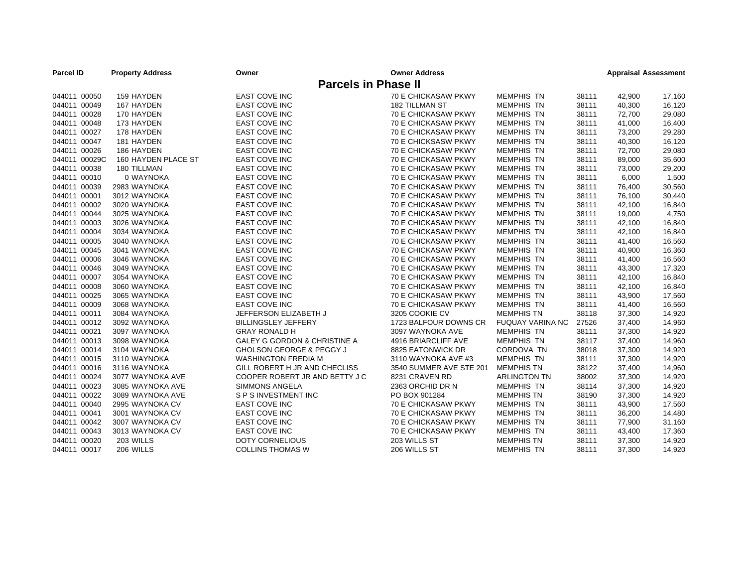## Parcels in Phase II

| Parcel ID | Property Address | Owner | Owner Address | | | Appraisal | Assessment |
|---|---|---|---|---|---|---|---|
| 044011 00050 | 159 HAYDEN | EAST COVE INC | 70 E CHICKASAW PKWY | MEMPHIS TN | 38111 | 42,900 | 17,160 |
| 044011 00049 | 167 HAYDEN | EAST COVE INC | 182 TILLMAN ST | MEMPHIS TN | 38111 | 40,300 | 16,120 |
| 044011 00028 | 170 HAYDEN | EAST COVE INC | 70 E CHICKASAW PKWY | MEMPHIS TN | 38111 | 72,700 | 29,080 |
| 044011 00048 | 173 HAYDEN | EAST COVE INC | 70 E CHICKASAW PKWY | MEMPHIS TN | 38111 | 41,000 | 16,400 |
| 044011 00027 | 178 HAYDEN | EAST COVE INC | 70 E CHICKASAW PKWY | MEMPHIS TN | 38111 | 73,200 | 29,280 |
| 044011 00047 | 181 HAYDEN | EAST COVE INC | 70 E CHICKSASW PKWY | MEMPHIS TN | 38111 | 40,300 | 16,120 |
| 044011 00026 | 186 HAYDEN | EAST COVE INC | 70 E CHICKASAW PKWY | MEMPHIS TN | 38111 | 72,700 | 29,080 |
| 044011 00029C | 160 HAYDEN PLACE ST | EAST COVE INC | 70 E CHICKASAW PKWY | MEMPHIS TN | 38111 | 89,000 | 35,600 |
| 044011 00038 | 180 TILLMAN | EAST COVE INC | 70 E CHICKASAW PKWY | MEMPHIS TN | 38111 | 73,000 | 29,200 |
| 044011 00010 | 0 WAYNOKA | EAST COVE INC | 70 E CHICKASAW PKWY | MEMPHIS TN | 38111 | 6,000 | 1,500 |
| 044011 00039 | 2983 WAYNOKA | EAST COVE INC | 70 E CHICKASAW PKWY | MEMPHIS TN | 38111 | 76,400 | 30,560 |
| 044011 00001 | 3012 WAYNOKA | EAST COVE INC | 70 E CHICKASAW PKWY | MEMPHIS TN | 38111 | 76,100 | 30,440 |
| 044011 00002 | 3020 WAYNOKA | EAST COVE INC | 70 E CHICKASAW PKWY | MEMPHIS TN | 38111 | 42,100 | 16,840 |
| 044011 00044 | 3025 WAYNOKA | EAST COVE INC | 70 E CHICKASAW PKWY | MEMPHIS TN | 38111 | 19,000 | 4,750 |
| 044011 00003 | 3026 WAYNOKA | EAST COVE INC | 70 E CHICKASAW PKWY | MEMPHIS TN | 38111 | 42,100 | 16,840 |
| 044011 00004 | 3034 WAYNOKA | EAST COVE INC | 70 E CHICKASAW PKWY | MEMPHIS TN | 38111 | 42,100 | 16,840 |
| 044011 00005 | 3040 WAYNOKA | EAST COVE INC | 70 E CHICKASAW PKWY | MEMPHIS TN | 38111 | 41,400 | 16,560 |
| 044011 00045 | 3041 WAYNOKA | EAST COVE INC | 70 E CHICKASAW PKWY | MEMPHIS TN | 38111 | 40,900 | 16,360 |
| 044011 00006 | 3046 WAYNOKA | EAST COVE INC | 70 E CHICKASAW PKWY | MEMPHIS TN | 38111 | 41,400 | 16,560 |
| 044011 00046 | 3049 WAYNOKA | EAST COVE INC | 70 E CHICKASAW PKWY | MEMPHIS TN | 38111 | 43,300 | 17,320 |
| 044011 00007 | 3054 WAYNOKA | EAST COVE INC | 70 E CHICKASAW PKWY | MEMPHIS TN | 38111 | 42,100 | 16,840 |
| 044011 00008 | 3060 WAYNOKA | EAST COVE INC | 70 E CHICKASAW PKWY | MEMPHIS TN | 38111 | 42,100 | 16,840 |
| 044011 00025 | 3065 WAYNOKA | EAST COVE INC | 70 E CHICKASAW PKWY | MEMPHIS TN | 38111 | 43,900 | 17,560 |
| 044011 00009 | 3068 WAYNOKA | EAST COVE INC | 70 E CHICKASAW PKWY | MEMPHIS TN | 38111 | 41,400 | 16,560 |
| 044011 00011 | 3084 WAYNOKA | JEFFERSON ELIZABETH J | 3205 COOKIE CV | MEMPHIS TN | 38118 | 37,300 | 14,920 |
| 044011 00012 | 3092 WAYNOKA | BILLINGSLEY JEFFERY | 1723 BALFOUR DOWNS CR | FUQUAY VARINA NC | 27526 | 37,400 | 14,960 |
| 044011 00021 | 3097 WAYNOKA | GRAY RONALD H | 3097 WAYNOKA AVE | MEMPHIS TN | 38111 | 37,300 | 14,920 |
| 044011 00013 | 3098 WAYNOKA | GALEY G GORDON & CHRISTINE A | 4916 BRIARCLIFF AVE | MEMPHIS TN | 38117 | 37,400 | 14,960 |
| 044011 00014 | 3104 WAYNOKA | GHOLSON GEORGE & PEGGY J | 8825 EATONWICK DR | CORDOVA TN | 38018 | 37,300 | 14,920 |
| 044011 00015 | 3110 WAYNOKA | WASHINGTON FREDIA M | 3110 WAYNOKA AVE #3 | MEMPHIS TN | 38111 | 37,300 | 14,920 |
| 044011 00016 | 3116 WAYNOKA | GILL ROBERT H JR AND CHECLISS | 3540 SUMMER AVE STE 201 | MEMPHIS TN | 38122 | 37,400 | 14,960 |
| 044011 00024 | 3077 WAYNOKA AVE | COOPER ROBERT JR AND BETTY J C | 8231 CRAVEN RD | ARLINGTON TN | 38002 | 37,300 | 14,920 |
| 044011 00023 | 3085 WAYNOKA AVE | SIMMONS ANGELA | 2363 ORCHID DR N | MEMPHIS TN | 38114 | 37,300 | 14,920 |
| 044011 00022 | 3089 WAYNOKA AVE | S P S INVESTMENT INC | PO BOX 901284 | MEMPHIS TN | 38190 | 37,300 | 14,920 |
| 044011 00040 | 2995 WAYNOKA CV | EAST COVE INC | 70 E CHICKASAW PKWY | MEMPHIS TN | 38111 | 43,900 | 17,560 |
| 044011 00041 | 3001 WAYNOKA CV | EAST COVE INC | 70 E CHICKASAW PKWY | MEMPHIS TN | 38111 | 36,200 | 14,480 |
| 044011 00042 | 3007 WAYNOKA CV | EAST COVE INC | 70 E CHICKASAW PKWY | MEMPHIS TN | 38111 | 77,900 | 31,160 |
| 044011 00043 | 3013 WAYNOKA CV | EAST COVE INC | 70 E CHICKASAW PKWY | MEMPHIS TN | 38111 | 43,400 | 17,360 |
| 044011 00020 | 203 WILLS | DOTY CORNELIOUS | 203 WILLS ST | MEMPHIS TN | 38111 | 37,300 | 14,920 |
| 044011 00017 | 206 WILLS | COLLINS THOMAS W | 206 WILLS ST | MEMPHIS TN | 38111 | 37,300 | 14,920 |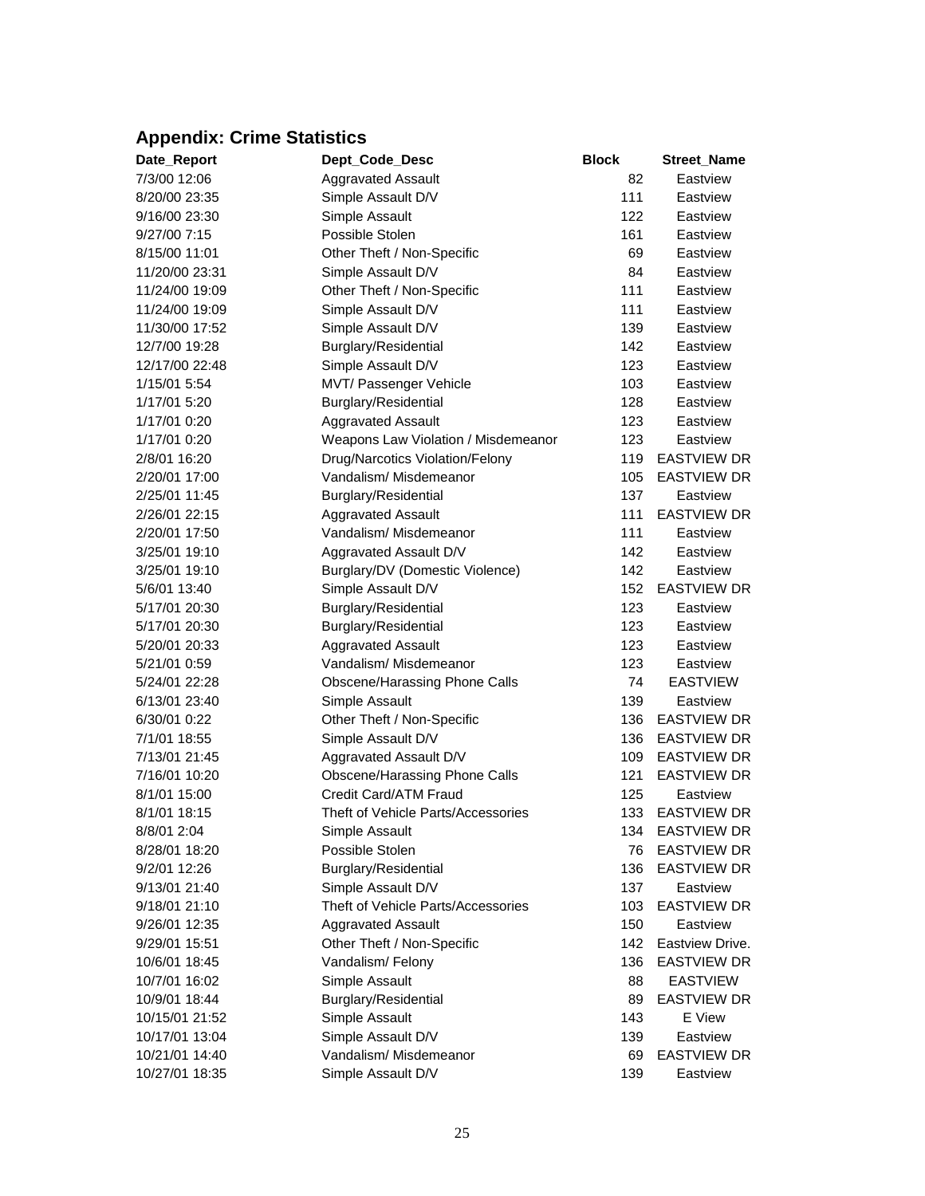## Appendix: Crime Statistics

| Date_Report | Dept_Code_Desc | Block | Street_Name |
|---|---|---|---|
| 7/3/00 12:06 | Aggravated Assault | 82 | Eastview |
| 8/20/00 23:35 | Simple Assault D/V | 111 | Eastview |
| 9/16/00 23:30 | Simple Assault | 122 | Eastview |
| 9/27/00 7:15 | Possible Stolen | 161 | Eastview |
| 8/15/00 11:01 | Other Theft / Non-Specific | 69 | Eastview |
| 11/20/00 23:31 | Simple Assault D/V | 84 | Eastview |
| 11/24/00 19:09 | Other Theft / Non-Specific | 111 | Eastview |
| 11/24/00 19:09 | Simple Assault D/V | 111 | Eastview |
| 11/30/00 17:52 | Simple Assault D/V | 139 | Eastview |
| 12/7/00 19:28 | Burglary/Residential | 142 | Eastview |
| 12/17/00 22:48 | Simple Assault D/V | 123 | Eastview |
| 1/15/01 5:54 | MVT/ Passenger Vehicle | 103 | Eastview |
| 1/17/01 5:20 | Burglary/Residential | 128 | Eastview |
| 1/17/01 0:20 | Aggravated Assault | 123 | Eastview |
| 1/17/01 0:20 | Weapons Law Violation / Misdemeanor | 123 | Eastview |
| 2/8/01 16:20 | Drug/Narcotics Violation/Felony | 119 | EASTVIEW DR |
| 2/20/01 17:00 | Vandalism/ Misdemeanor | 105 | EASTVIEW DR |
| 2/25/01 11:45 | Burglary/Residential | 137 | Eastview |
| 2/26/01 22:15 | Aggravated Assault | 111 | EASTVIEW DR |
| 2/20/01 17:50 | Vandalism/ Misdemeanor | 111 | Eastview |
| 3/25/01 19:10 | Aggravated Assault D/V | 142 | Eastview |
| 3/25/01 19:10 | Burglary/DV (Domestic Violence) | 142 | Eastview |
| 5/6/01 13:40 | Simple Assault D/V | 152 | EASTVIEW DR |
| 5/17/01 20:30 | Burglary/Residential | 123 | Eastview |
| 5/17/01 20:30 | Burglary/Residential | 123 | Eastview |
| 5/20/01 20:33 | Aggravated Assault | 123 | Eastview |
| 5/21/01 0:59 | Vandalism/ Misdemeanor | 123 | Eastview |
| 5/24/01 22:28 | Obscene/Harassing Phone Calls | 74 | EASTVIEW |
| 6/13/01 23:40 | Simple Assault | 139 | Eastview |
| 6/30/01 0:22 | Other Theft / Non-Specific | 136 | EASTVIEW DR |
| 7/1/01 18:55 | Simple Assault D/V | 136 | EASTVIEW DR |
| 7/13/01 21:45 | Aggravated Assault D/V | 109 | EASTVIEW DR |
| 7/16/01 10:20 | Obscene/Harassing Phone Calls | 121 | EASTVIEW DR |
| 8/1/01 15:00 | Credit Card/ATM Fraud | 125 | Eastview |
| 8/1/01 18:15 | Theft of Vehicle Parts/Accessories | 133 | EASTVIEW DR |
| 8/8/01 2:04 | Simple Assault | 134 | EASTVIEW DR |
| 8/28/01 18:20 | Possible Stolen | 76 | EASTVIEW DR |
| 9/2/01 12:26 | Burglary/Residential | 136 | EASTVIEW DR |
| 9/13/01 21:40 | Simple Assault D/V | 137 | Eastview |
| 9/18/01 21:10 | Theft of Vehicle Parts/Accessories | 103 | EASTVIEW DR |
| 9/26/01 12:35 | Aggravated Assault | 150 | Eastview |
| 9/29/01 15:51 | Other Theft / Non-Specific | 142 | Eastview Drive. |
| 10/6/01 18:45 | Vandalism/ Felony | 136 | EASTVIEW DR |
| 10/7/01 16:02 | Simple Assault | 88 | EASTVIEW |
| 10/9/01 18:44 | Burglary/Residential | 89 | EASTVIEW DR |
| 10/15/01 21:52 | Simple Assault | 143 | E View |
| 10/17/01 13:04 | Simple Assault D/V | 139 | Eastview |
| 10/21/01 14:40 | Vandalism/ Misdemeanor | 69 | EASTVIEW DR |
| 10/27/01 18:35 | Simple Assault D/V | 139 | Eastview |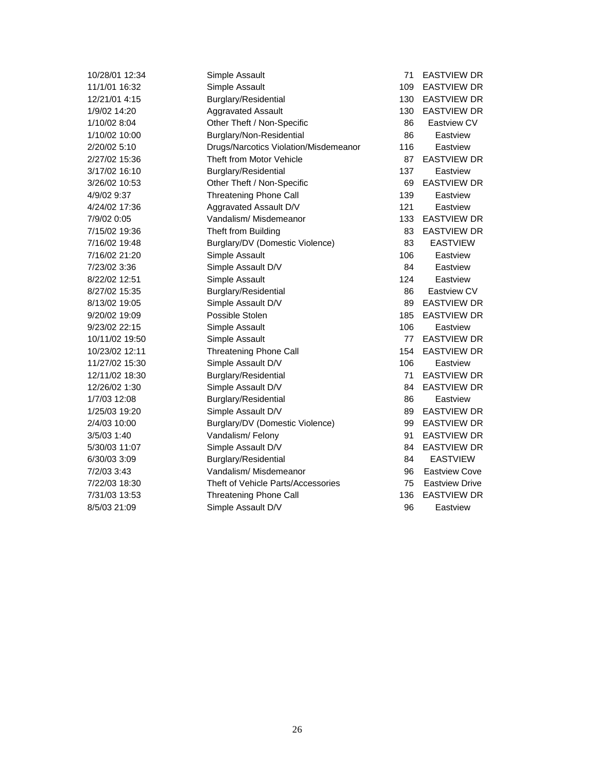| | | | |
|---|---|---|---|
| 10/28/01 12:34 | Simple Assault | 71 | EASTVIEW DR |
| 11/1/01 16:32 | Simple Assault | 109 | EASTVIEW DR |
| 12/21/01 4:15 | Burglary/Residential | 130 | EASTVIEW DR |
| 1/9/02 14:20 | Aggravated Assault | 130 | EASTVIEW DR |
| 1/10/02 8:04 | Other Theft / Non-Specific | 86 | Eastview CV |
| 1/10/02 10:00 | Burglary/Non-Residential | 86 | Eastview |
| 2/20/02 5:10 | Drugs/Narcotics Violation/Misdemeanor | 116 | Eastview |
| 2/27/02 15:36 | Theft from Motor Vehicle | 87 | EASTVIEW DR |
| 3/17/02 16:10 | Burglary/Residential | 137 | Eastview |
| 3/26/02 10:53 | Other Theft / Non-Specific | 69 | EASTVIEW DR |
| 4/9/02 9:37 | Threatening Phone Call | 139 | Eastview |
| 4/24/02 17:36 | Aggravated Assault D/V | 121 | Eastview |
| 7/9/02 0:05 | Vandalism/ Misdemeanor | 133 | EASTVIEW DR |
| 7/15/02 19:36 | Theft from Building | 83 | EASTVIEW DR |
| 7/16/02 19:48 | Burglary/DV (Domestic Violence) | 83 | EASTVIEW |
| 7/16/02 21:20 | Simple Assault | 106 | Eastview |
| 7/23/02 3:36 | Simple Assault D/V | 84 | Eastview |
| 8/22/02 12:51 | Simple Assault | 124 | Eastview |
| 8/27/02 15:35 | Burglary/Residential | 86 | Eastview CV |
| 8/13/02 19:05 | Simple Assault D/V | 89 | EASTVIEW DR |
| 9/20/02 19:09 | Possible Stolen | 185 | EASTVIEW DR |
| 9/23/02 22:15 | Simple Assault | 106 | Eastview |
| 10/11/02 19:50 | Simple Assault | 77 | EASTVIEW DR |
| 10/23/02 12:11 | Threatening Phone Call | 154 | EASTVIEW DR |
| 11/27/02 15:30 | Simple Assault D/V | 106 | Eastview |
| 12/11/02 18:30 | Burglary/Residential | 71 | EASTVIEW DR |
| 12/26/02 1:30 | Simple Assault D/V | 84 | EASTVIEW DR |
| 1/7/03 12:08 | Burglary/Residential | 86 | Eastview |
| 1/25/03 19:20 | Simple Assault D/V | 89 | EASTVIEW DR |
| 2/4/03 10:00 | Burglary/DV (Domestic Violence) | 99 | EASTVIEW DR |
| 3/5/03 1:40 | Vandalism/ Felony | 91 | EASTVIEW DR |
| 5/30/03 11:07 | Simple Assault D/V | 84 | EASTVIEW DR |
| 6/30/03 3:09 | Burglary/Residential | 84 | EASTVIEW |
| 7/2/03 3:43 | Vandalism/ Misdemeanor | 96 | Eastview Cove |
| 7/22/03 18:30 | Theft of Vehicle Parts/Accessories | 75 | Eastview Drive |
| 7/31/03 13:53 | Threatening Phone Call | 136 | EASTVIEW DR |
| 8/5/03 21:09 | Simple Assault D/V | 96 | Eastview |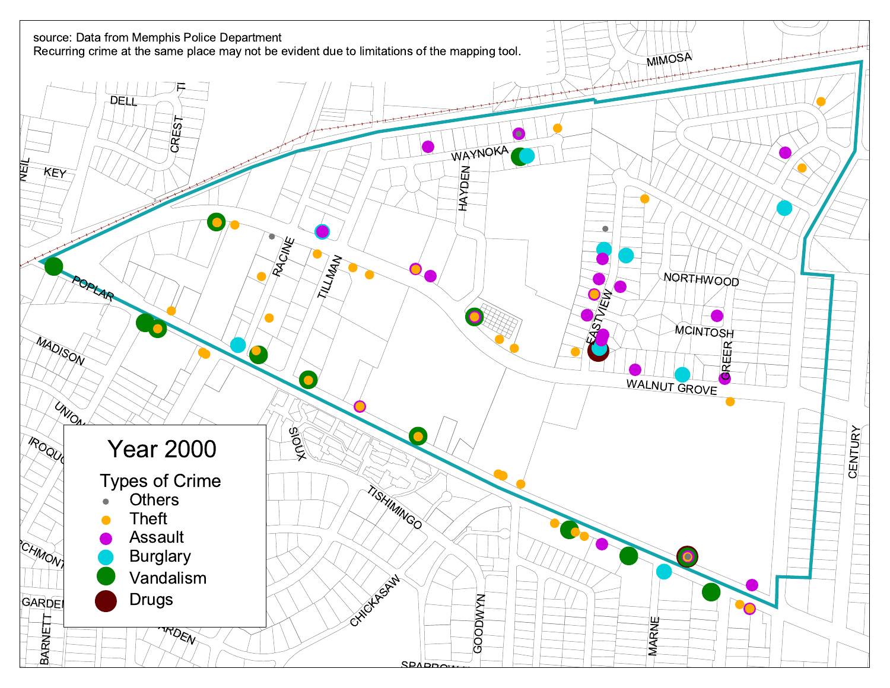source: Data from Memphis Police Department
Recurring crime at the same place may not be evident due to limitations of the mapping tool.

## Year 2000

**Types of Crime**

- Others
- Theft
- Assault
- Burglary
- Vandalism
- Drugs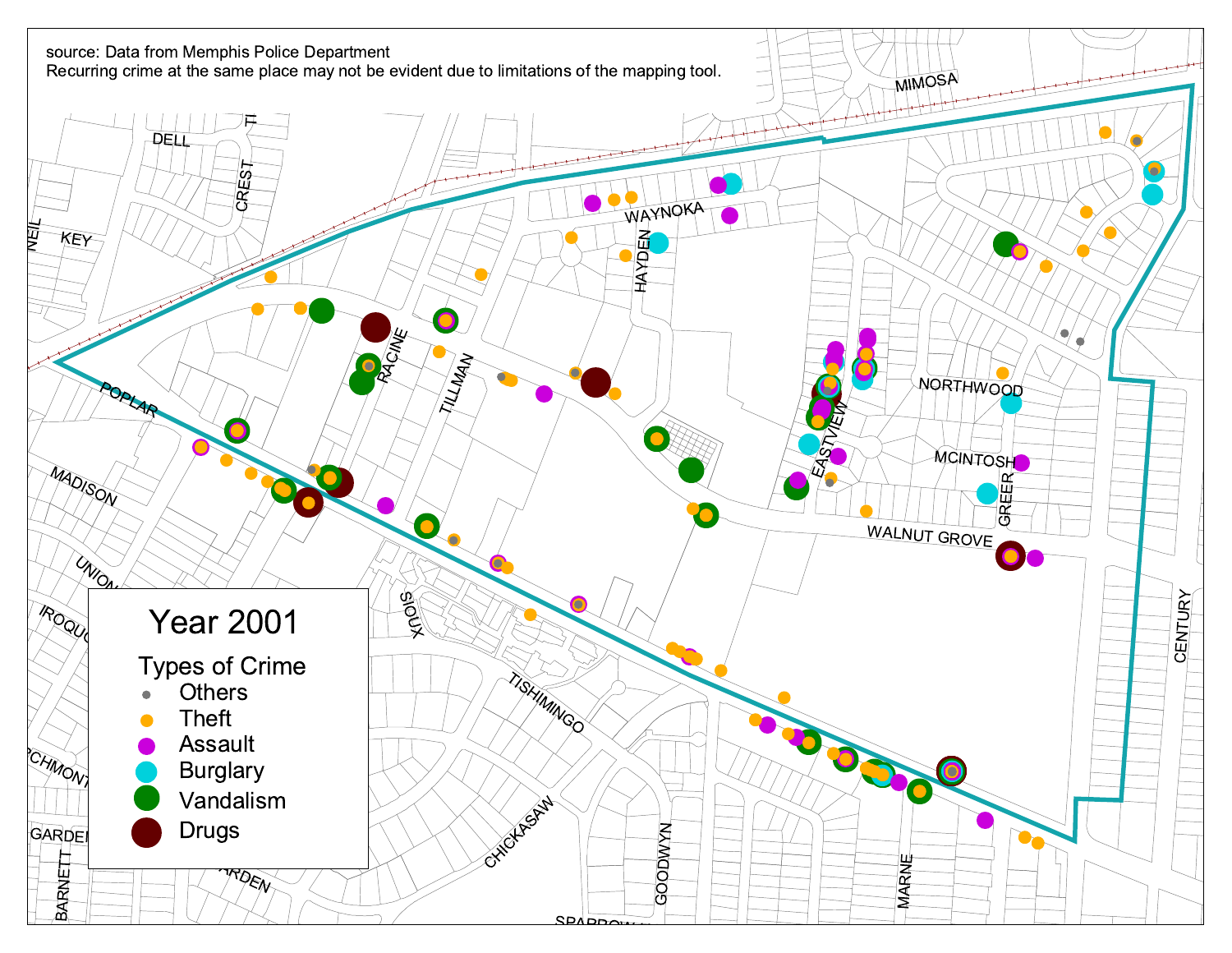source: Data from Memphis Police Department
Recurring crime at the same place may not be evident due to limitations of the mapping tool.

## Year 2001

**Types of Crime**

- Others
- Theft
- Assault
- Burglary
- Vandalism
- Drugs

MIMOSA
DELL
CREST
KEY
NEIL
WAYNOKA
HAYDEN
RACINE
TILLMAN
POPLAR
MADISON
UNION
IROQUOIS
SIOUX
TISHIMINGO
CHICKASAW
GOODWYN
MARNE
SPARROW
EASTVIEW
NORTHWOOD
MCINTOSH
GREER
WALNUT GROVE
CENTURY
RICHMONT
GARDEN
BARNETT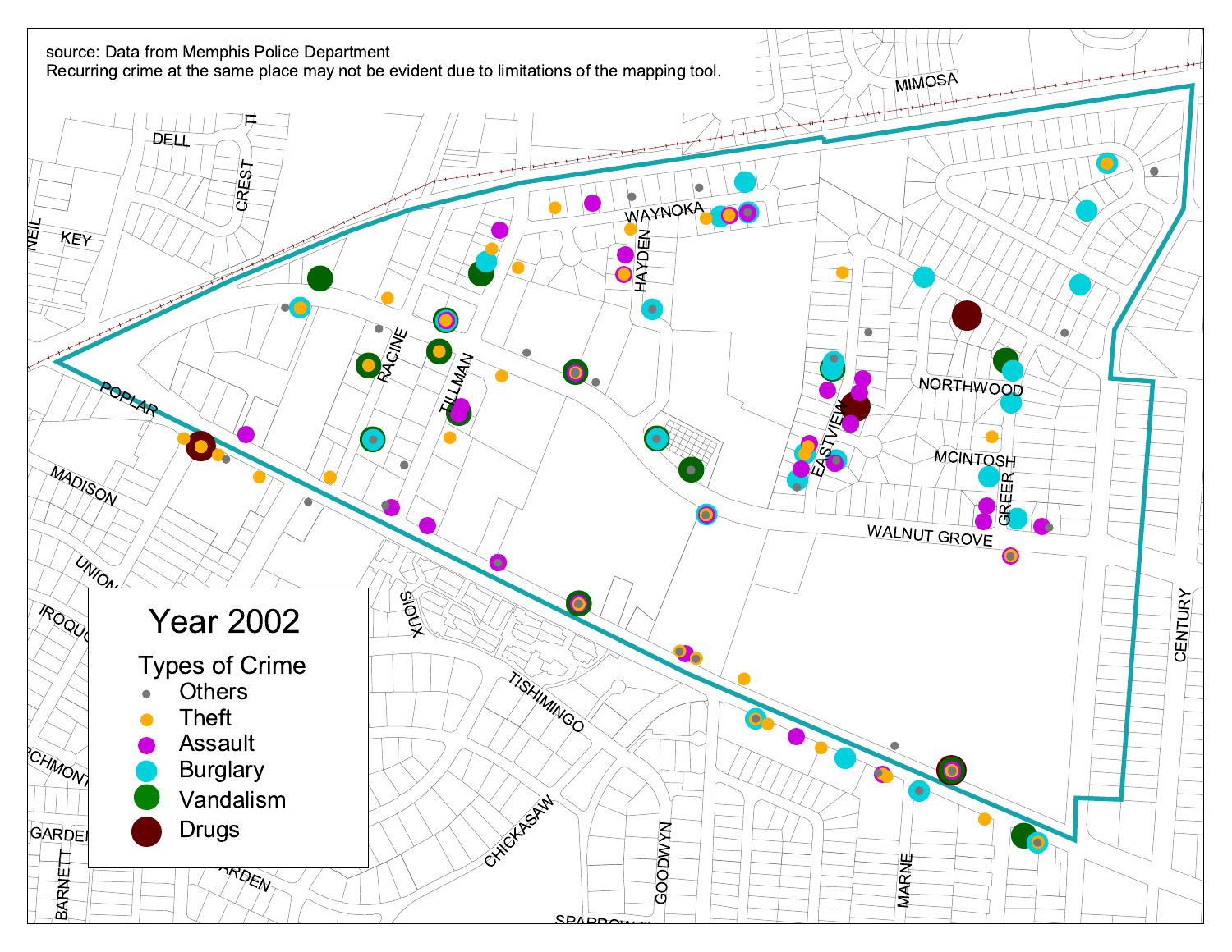source: Data from Memphis Police Department
Recurring crime at the same place may not be evident due to limitations of the mapping tool.

MIMOSA

DELL

CREST

KEY

NEIL

WAYNOKA

HAYDEN

RACINE

TILLMAN

POPLAR

EASTVIEW

NORTHWOOD

MCINTOSH

GREER

WALNUT GROVE

MADISON

UNION

IROQU

SIOUX

TISHIMINGO

CHICKASAW

GOODWYN

MARNE

CENTURY

RCHMONT

GARDEN

BARNETT

ARDEN

SPARROW

## Year 2002

**Types of Crime**

- Others
- Theft
- Assault
- Burglary
- Vandalism
- Drugs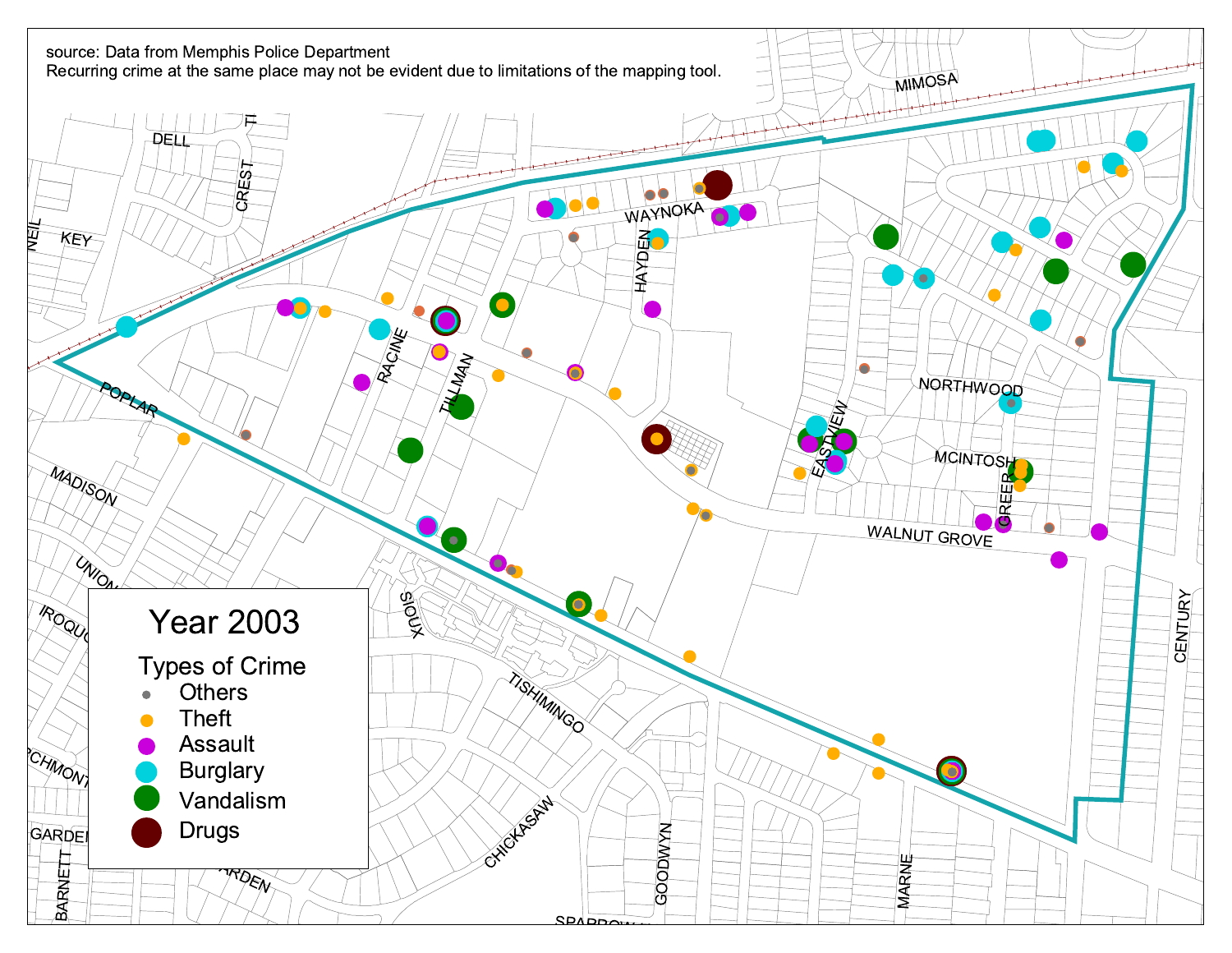source: Data from Memphis Police Department
Recurring crime at the same place may not be evident due to limitations of the mapping tool.

MIMOSA
DELL
KEY
NEIL
CREST
WAYNOKA
HAYDEN
RACINE
TILLMAN
NORTHWOOD
EASTVIEW
MCINTOSH
GREER
WALNUT GROVE
POPLAR
MADISON
UNION
IROQUOIS
SIOUX
TISHIMINGO
CHICKASAW
GOODWYN
MARNE
CENTURY
RICHMONT
GARDEN
BARNETT
SPARROW

Year 2003

Types of Crime
Others
Theft
Assault
Burglary
Vandalism
Drugs